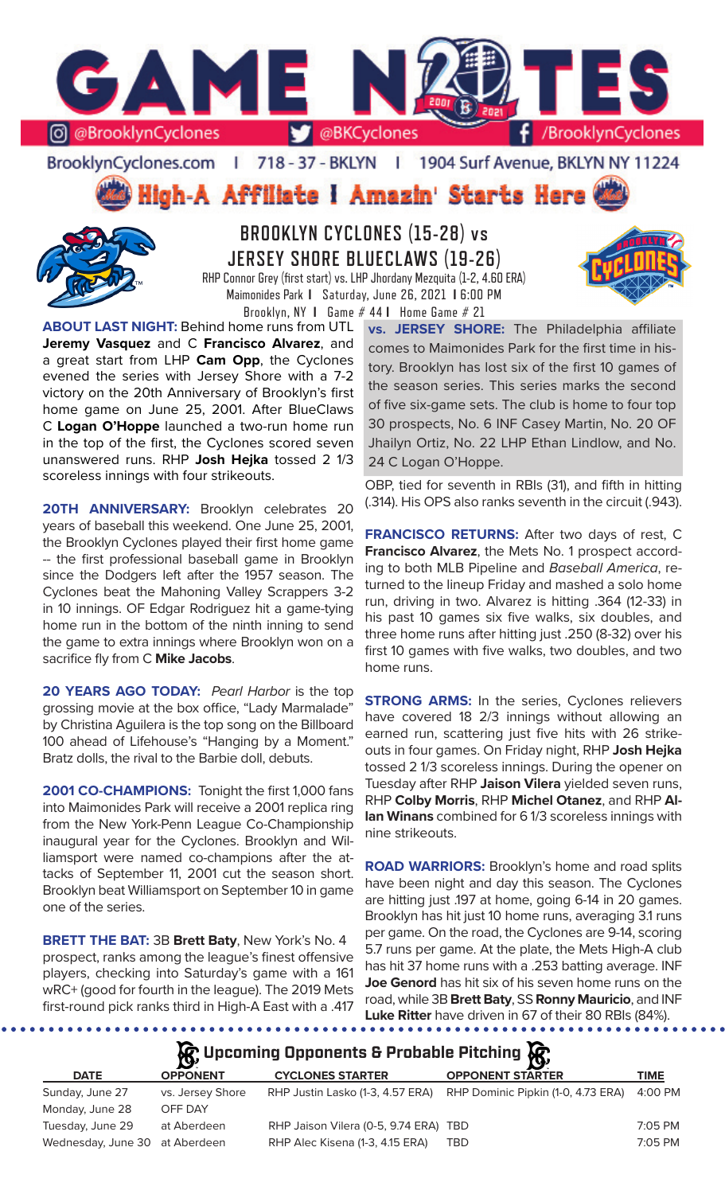# GAME NOTES

@BrooklynCyclones | @BKCyclones | /BrooklynCyclones

BrooklynCyclones.com | 718 - 37 - BKLYN | 1904 Surf Avenue, BKLYN NY 11224

## High-A Affiliate I Amazin' Starts Here

## BROOKLYN CYCLONES (15-28) vs JERSEY SHORE BLUECLAWS (19-26)

RHP Connor Grey (first start) vs. LHP Jhordany Mezquita (1-2, 4.60 ERA)
Maimonides Park I Saturday, June 26, 2021 I 6:00 PM
Brooklyn, NY I Game # 44 I Home Game # 21

**ABOUT LAST NIGHT:** Behind home runs from UTL **Jeremy Vasquez** and C **Francisco Alvarez**, and a great start from LHP **Cam Opp**, the Cyclones evened the series with Jersey Shore with a 7-2 victory on the 20th Anniversary of Brooklyn's first home game on June 25, 2001. After BlueClaws C **Logan O'Hoppe** launched a two-run home run in the top of the first, the Cyclones scored seven unanswered runs. RHP **Josh Hejka** tossed 2 1/3 scoreless innings with four strikeouts.

**20TH ANNIVERSARY:** Brooklyn celebrates 20 years of baseball this weekend. One June 25, 2001, the Brooklyn Cyclones played their first home game -- the first professional baseball game in Brooklyn since the Dodgers left after the 1957 season. The Cyclones beat the Mahoning Valley Scrappers 3-2 in 10 innings. OF Edgar Rodriguez hit a game-tying home run in the bottom of the ninth inning to send the game to extra innings where Brooklyn won on a sacrifice fly from C **Mike Jacobs**.

**20 YEARS AGO TODAY:** *Pearl Harbor* is the top grossing movie at the box office, "Lady Marmalade" by Christina Aguilera is the top song on the Billboard 100 ahead of Lifehouse's "Hanging by a Moment." Bratz dolls, the rival to the Barbie doll, debuts.

**2001 CO-CHAMPIONS:** Tonight the first 1,000 fans into Maimonides Park will receive a 2001 replica ring from the New York-Penn League Co-Championship inaugural year for the Cyclones. Brooklyn and Williamsport were named co-champions after the attacks of September 11, 2001 cut the season short. Brooklyn beat Williamsport on September 10 in game one of the series.

**BRETT THE BAT:** 3B **Brett Baty**, New York's No. 4 prospect, ranks among the league's finest offensive players, checking into Saturday's game with a 161 wRC+ (good for fourth in the league). The 2019 Mets first-round pick ranks third in High-A East with a .417 OBP, tied for seventh in RBIs (31), and fifth in hitting (.314). His OPS also ranks seventh in the circuit (.943).

**vs. JERSEY SHORE:** The Philadelphia affiliate comes to Maimonides Park for the first time in history. Brooklyn has lost six of the first 10 games of the season series. This series marks the second of five six-game sets. The club is home to four top 30 prospects, No. 6 INF Casey Martin, No. 20 OF Jhailyn Ortiz, No. 22 LHP Ethan Lindlow, and No. 24 C Logan O'Hoppe.

**FRANCISCO RETURNS:** After two days of rest, C **Francisco Alvarez**, the Mets No. 1 prospect according to both MLB Pipeline and *Baseball America*, returned to the lineup Friday and mashed a solo home run, driving in two. Alvarez is hitting .364 (12-33) in his past 10 games six five walks, six doubles, and three home runs after hitting just .250 (8-32) over his first 10 games with five walks, two doubles, and two home runs.

**STRONG ARMS:** In the series, Cyclones relievers have covered 18 2/3 innings without allowing an earned run, scattering just five hits with 26 strikeouts in four games. On Friday night, RHP **Josh Hejka** tossed 2 1/3 scoreless innings. During the opener on Tuesday after RHP **Jaison Vilera** yielded seven runs, RHP **Colby Morris**, RHP **Michel Otanez**, and RHP **Allan Winans** combined for 6 1/3 scoreless innings with nine strikeouts.

**ROAD WARRIORS:** Brooklyn's home and road splits have been night and day this season. The Cyclones are hitting just .197 at home, going 6-14 in 20 games. Brooklyn has hit just 10 home runs, averaging 3.1 runs per game. On the road, the Cyclones are 9-14, scoring 5.7 runs per game. At the plate, the Mets High-A club has hit 37 home runs with a .253 batting average. INF **Joe Genord** has hit six of his seven home runs on the road, while 3B **Brett Baty**, SS **Ronny Mauricio**, and INF **Luke Ritter** have driven in 67 of their 80 RBIs (84%).

### Upcoming Opponents & Probable Pitching

| DATE | OPPONENT | CYCLONES STARTER | OPPONENT STARTER | TIME |
|---|---|---|---|---|
| Sunday, June 27 | vs. Jersey Shore | RHP Justin Lasko (1-3, 4.57 ERA) | RHP Dominic Pipkin (1-0, 4.73 ERA) | 4:00 PM |
| Monday, June 28 | OFF DAY | | | |
| Tuesday, June 29 | at Aberdeen | RHP Jaison Vilera (0-5, 9.74 ERA) | TBD | 7:05 PM |
| Wednesday, June 30 | at Aberdeen | RHP Alec Kisena (1-3, 4.15 ERA) | TBD | 7:05 PM |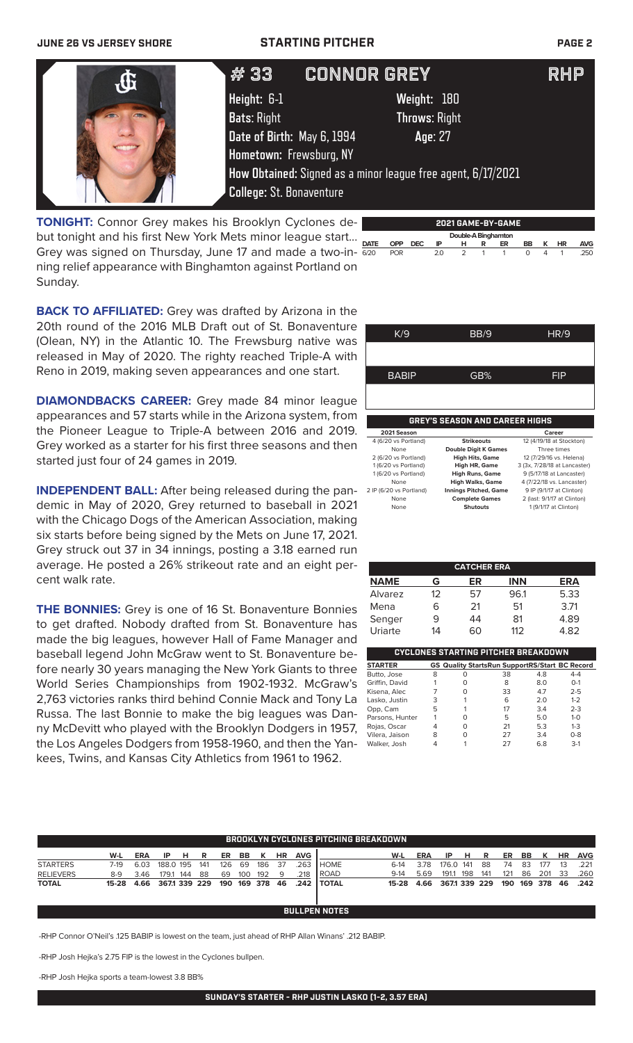JUNE 26 VS JERSEY SHORE — STARTING PITCHER

# #33 CONNOR GREY RHP

**Height:** 6-1 **Weight:** 180
**Bats:** Right **Throws:** Right
**Date of Birth:** May 6, 1994 **Age:** 27
**Hometown:** Frewsburg, NY
**How Obtained:** Signed as a minor league free agent, 6/17/2021
**College:** St. Bonaventure

**TONIGHT:** Connor Grey makes his Brooklyn Cyclones debut tonight and his first New York Mets minor league start... Grey was signed on Thursday, June 17 and made a two-inning relief appearance with Binghamton against Portland on Sunday.

**BACK TO AFFILIATED:** Grey was drafted by Arizona in the 20th round of the 2016 MLB Draft out of St. Bonaventure (Olean, NY) in the Atlantic 10. The Frewsburg native was released in May of 2020. The righty reached Triple-A with Reno in 2019, making seven appearances and one start.

**DIAMONDBACKS CAREER:** Grey made 84 minor league appearances and 57 starts while in the Arizona system, from the Pioneer League to Triple-A between 2016 and 2019. Grey worked as a starter for his first three seasons and then started just four of 24 games in 2019.

**INDEPENDENT BALL:** After being released during the pandemic in May of 2020, Grey returned to baseball in 2021 with the Chicago Dogs of the American Association, making six starts before being signed by the Mets on June 17, 2021. Grey struck out 37 in 34 innings, posting a 3.18 earned run average. He posted a 26% strikeout rate and an eight percent walk rate.

**THE BONNIES:** Grey is one of 16 St. Bonaventure Bonnies to get drafted. Nobody drafted from St. Bonaventure has made the big leagues, however Hall of Fame Manager and baseball legend John McGraw went to St. Bonaventure before nearly 30 years managing the New York Giants to three World Series Championships from 1902-1932. McGraw's 2,763 victories ranks third behind Connie Mack and Tony La Russa. The last Bonnie to make the big leagues was Danny McDevitt who played with the Brooklyn Dodgers in 1957, the Los Angeles Dodgers from 1958-1960, and then the Yankees, Twins, and Kansas City Athletics from 1961 to 1962.

**2021 GAME-BY-GAME**

| | | | Double-A Binghamton | | | | | | | |
|---|---|---|---|---|---|---|---|---|---|---|
| DATE | OPP | DEC | IP | H | R | ER | BB | K | HR | AVG |
| 6/20 | POR | | 2.0 | 2 | 1 | 1 | 0 | 4 | 1 | .250 |

| K/9 | BB/9 | HR/9 |
|---|---|---|
| | | |

| BABIP | GB% | FIP |
|---|---|---|
| | | |

**GREY'S SEASON AND CAREER HIGHS**

| 2021 Season | | Career |
|---|---|---|
| 4 (6/20 vs Portland) | Strikeouts | 12 (4/19/18 at Stockton) |
| None | Double Digit K Games | Three times |
| 2 (6/20 vs Portland) | High Hits, Game | 12 (7/29/16 vs. Helena) |
| 1 (6/20 vs Portland) | High HR, Game | 3 (3x, 7/28/18 at Lancaster) |
| 1 (6/20 vs Portland) | High Runs, Game | 9 (5/17/18 at Lancaster) |
| None | High Walks, Game | 4 (7/22/18 vs. Lancaster) |
| 2 IP (6/20 vs Portland) | Innings Pitched, Game | 9 IP (9/1/17 at Clinton) |
| None | Complete Games | 2 (last: 9/1/17 at Clinton) |
| None | Shutouts | 1 (9/1/17 at Clinton) |

**CATCHER ERA**

| NAME | G | ER | INN | ERA |
|---|---|---|---|---|
| Alvarez | 12 | 57 | 96.1 | 5.33 |
| Mena | 6 | 21 | 51 | 3.71 |
| Senger | 9 | 44 | 81 | 4.89 |
| Uriarte | 14 | 60 | 112 | 4.82 |

**CYCLONES STARTING PITCHER BREAKDOWN**

| STARTER | GS | Quality Starts | Run Support | RS/Start | BC Record |
|---|---|---|---|---|---|
| Butto, Jose | 8 | 0 | 38 | 4.8 | 4-4 |
| Griffin, David | 1 | 0 | 8 | 8.0 | 0-1 |
| Kisena, Alec | 7 | 0 | 33 | 4.7 | 2-5 |
| Lasko, Justin | 3 | 1 | 6 | 2.0 | 1-2 |
| Opp, Cam | 5 | 1 | 17 | 3.4 | 2-3 |
| Parsons, Hunter | 1 | 0 | 5 | 5.0 | 1-0 |
| Rojas, Oscar | 4 | 0 | 21 | 5.3 | 1-3 |
| Vilera, Jaison | 8 | 0 | 27 | 3.4 | 0-8 |
| Walker, Josh | 4 | 1 | 27 | 6.8 | 3-1 |

**BROOKLYN CYCLONES PITCHING BREAKDOWN**

| | W-L | ERA | IP | H | R | ER | BB | K | HR | AVG |
|---|---|---|---|---|---|---|---|---|---|---|
| STARTERS | 7-19 | 6.03 | 188.0 | 195 | 141 | 126 | 69 | 186 | 37 | .263 |
| RELIEVERS | 8-9 | 3.46 | 179.1 | 144 | 88 | 69 | 100 | 192 | 9 | .218 |
| TOTAL | 15-28 | 4.66 | 367.1 | 339 | 229 | 190 | 169 | 378 | 46 | .242 |

| | W-L | ERA | IP | H | R | ER | BB | K | HR | AVG |
|---|---|---|---|---|---|---|---|---|---|---|
| HOME | 6-14 | 3.78 | 176.0 | 141 | 88 | 74 | 83 | 177 | 13 | .221 |
| ROAD | 9-14 | 5.69 | 191.1 | 198 | 141 | 121 | 86 | 201 | 33 | .260 |
| TOTAL | 15-28 | 4.66 | 367.1 | 339 | 229 | 190 | 169 | 378 | 46 | .242 |

**BULLPEN NOTES**

-RHP Connor O'Neil's .125 BABIP is lowest on the team, just ahead of RHP Allan Winans' .212 BABIP.

-RHP Josh Hejka's 2.75 FIP is the lowest in the Cyclones bullpen.

-RHP Josh Hejka sports a team-lowest 3.8 BB%

**SUNDAY'S STARTER - RHP JUSTIN LASKO (1-2, 3.57 ERA)**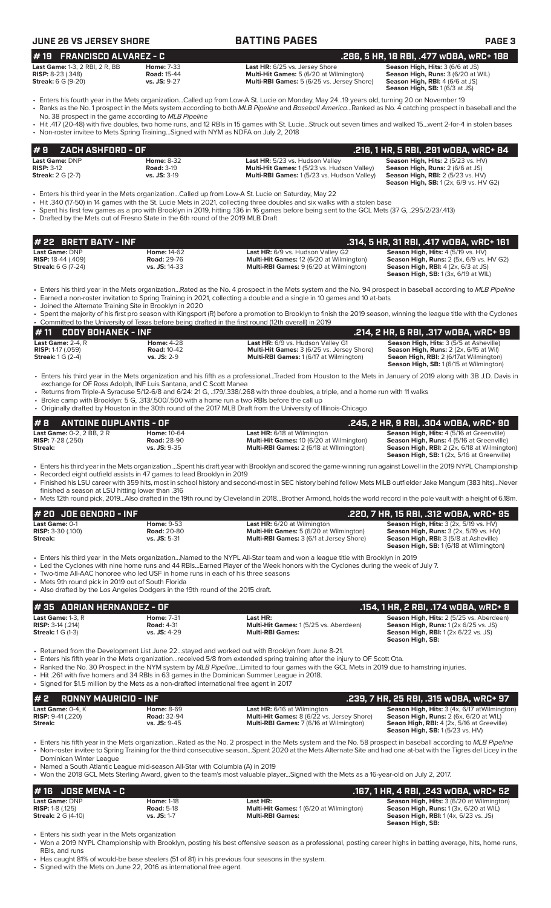# BATTING PAGES

JUNE 26 VS JERSEY SHORE

## # 19 FRANCISCO ALVAREZ - C — .286, 5 HR, 18 RBI, .477 wOBA, wRC+ 188

**Last Game:** 1-3, 2 RBI, 2 R, BB | **Home:** 7-33 | **Last HR:** 6/25 vs. Jersey Shore | **Season High, Hits:** 3 (6/6 at JS)
**RISP:** 8-23 (.348) | **Road:** 15-44 | **Multi-Hit Games:** 5 (6/20 at Wilmington) | **Season High, Runs:** 3 (6/20 at WIL)
**Streak:** 6 G (9-20) | **vs. JS:** 9-27 | **Multi-RBI Games:** 5 (6/25 vs. Jersey Shore) | **Season High, RBI:** 4 (6/6 at JS)
**Season High, SB:** 1 (6/3 at JS)

- Enters his fourth year in the Mets organization...Called up from Low-A St. Lucie on Monday, May 24...19 years old, turning 20 on November 19
- Ranks as the No. 1 prospect in the Mets system according to both *MLB Pipeline* and *Baseball America*...Ranked as No. 4 catching prospect in baseball and the No. 38 prospect in the game according to *MLB Pipeline*
- Hit .417 (20-48) with five doubles, two home runs, and 12 RBIs in 15 games with St. Lucie...Struck out seven times and walked 15...went 2-for-4 in stolen bases
- Non-roster invitee to Mets Spring Training...Signed with NYM as NDFA on July 2, 2018

## # 9 ZACH ASHFORD - OF — .216, 1 HR, 5 RBI, .291 wOBA, wRC+ 84

**Last Game:** DNP | **Home:** 8-32 | **Last HR:** 5/23 vs. Hudson Valley | **Season High, Hits:** 2 (5/23 vs. HV)
**RISP:** 3-12 | **Road:** 3-19 | **Multi-Hit Games:** 1 (5/23 vs. Hudson Valley) | **Season High, Runs:** 2 (6/6 at JS)
**Streak:** 2 G (2-7) | **vs. JS:** 3-19 | **Multi-RBI Games:** 1 (5/23 vs. Hudson Valley) | **Season High, RBI:** 2 (5/23 vs. HV)
**Season High, SB:** 1 (2x, 6/9 vs. HV G2)

- Enters his third year in the Mets organization...Called up from Low-A St. Lucie on Saturday, May 22
- Hit .340 (17-50) in 14 games with the St. Lucie Mets in 2021, collecting three doubles and six walks with a stolen base
- Spent his first few games as a pro with Brooklyn in 2019, hitting .136 in 16 games before being sent to the GCL Mets (37 G, .295/2/23/.413)
- Drafted by the Mets out of Fresno State in the 6th round of the 2019 MLB Draft

## # 22 BRETT BATY - INF — .314, 5 HR, 31 RBI, .417 wOBA, wRC+ 161

**Last Game:** DNP | **Home:** 14-62 | **Last HR:** 6/9 vs. Hudson Valley G2 | **Season High, Hits:** 4 (5/19 vs. HV)
**RISP:** 18-44 (.409) | **Road:** 29-76 | **Multi-Hit Games:** 12 (6/20 at Wilmington) | **Season High, Runs:** 2 (5x, 6/9 vs. HV G2)
**Streak:** 6 G (7-24) | **vs. JS:** 14-33 | **Multi-RBI Games:** 9 (6/20 at Wilmington) | **Season High, RBI:** 4 (2x, 6/3 at JS)
**Season High, SB:** 1 (3x, 6/19 at WIL)

- Enters his third year in the Mets organization...Rated as the No. 4 prospect in the Mets system and the No. 94 prospect in baseball according to *MLB Pipeline*
- Earned a non-roster invitation to Spring Training in 2021, collecting a double and a single in 10 games and 10 at-bats
- Joined the Alternate Training Site in Brooklyn in 2020
- Spent the majority of his first pro season with Kingsport (R) before a promotion to Brooklyn to finish the 2019 season, winning the league title with the Cyclones
- Committed to the University of Texas before being drafted in the first round (12th overall) in 2019

## # 11 CODY BOHANEK - INF — .214, 2 HR, 6 RBI, .317 wOBA, wRC+ 99

**Last Game:** 2-4, R | **Home:** 4-28 | **Last HR:** 6/9 vs. Hudson Valley G1 | **Season High, Hits:** 3 (5/5 at Asheville)
**RISP:** 1-17 (.059) | **Road:** 10-42 | **Multi-Hit Games:** 3 (6/25 vs. Jersey Shore) | **Season High, Runs:** 2 (2x, 6/15 at Wil)
**Streak:** 1 G (2-4) | **vs. JS:** 2-9 | **Multi-RBI Games:** 1 (6/17 at Wilmington) | **Seaon High, RBI:** 2 (6/17at Wilmington)
**Season High, SB:** 1 (6/15 at Wilmington)

- Enters his third year in the Mets organization and his fifth as a professional...Traded from Houston to the Mets in January of 2019 along with 3B J.D. Davis in exchange for OF Ross Adolph, INF Luis Santana, and C Scott Manea
- Returns from Triple-A Syracuse 5/12-6/8 and 6/24: 21 G, ..179/.338/.268 with three doubles, a triple, and a home run with 11 walks
- Broke camp with Brooklyn: 5 G, .313/.500/.500 with a home run a two RBIs before the call up
- Originally drafted by Houston in the 30th round of the 2017 MLB Draft from the University of Illinois-Chicago

## # 8 ANTOINE DUPLANTIS - OF — .245, 2 HR, 9 RBI, .304 wOBA, wRC+ 90

**Last Game:** 0-2, 2 BB, 2 R | **Home:** 10-64 | **Last HR:** 6/18 at Wilmington | **Season High, Hits:** 4 (5/16 at Greenville)
**RISP:** 7-28 (.250) | **Road:** 28-90 | **Multi-Hit Games:** 10 (6/20 at Wilmington) | **Season High, Runs:** 4 (5/16 at Greenville)
**Streak:** | **vs. JS:** 9-35 | **Multi-RBI Games:** 2 (6/18 at Wilmington) | **Season High, RBI:** 2 (2x, 6/18 at Wilmington)
**Season High, SB:** 1 (2x, 5/16 at Greenville)

- Enters his third year in the Mets organization ...Spent his draft year with Brooklyn and scored the game-winning run against Lowell in the 2019 NYPL Championship
- Recorded eight outfield assists in 47 games to lead Brooklyn in 2019
- Finished his LSU career with 359 hits, most in school history and second-most in SEC history behind fellow Mets MiLB outfielder Jake Mangum (383 hits)...Never finished a season at LSU hitting lower than .316
- Mets 12th round pick, 2019...Also drafted in the 19th round by Cleveland in 2018...Brother Armond, holds the world record in the pole vault with a height of 6.18m.

## # 20 JOE GENORD - INF — .220, 7 HR, 15 RBI, .312 wOBA, wRC+ 95

**Last Game:** 0-1 | **Home:** 9-53 | **Last HR:** 6/20 at Wilmington | **Season High, Hits:** 3 (2x, 5/19 vs. HV)
**RISP:** 3-30 (.100) | **Road:** 20-80 | **Multi-Hit Games:** 5 (6/20 at Wilmington) | **Season High, Runs:** 3 (2x, 5/19 vs. HV)
**Streak:** | **vs. JS:** 5-31 | **Multi-RBI Games:** 3 (6/1 at Jersey Shore) | **Season High, RBI:** 3 (5/8 at Asheville)
**Season High, SB:** 1 (6/18 at Wilmington)

- Enters his third year in the Mets organization...Named to the NYPL All-Star team and won a league title with Brooklyn in 2019
- Led the Cyclones with nine home runs and 44 RBIs...Earned Player of the Week honors with the Cyclones during the week of July 7.
- Two-time All-AAC honoree who led USF in home runs in each of his three seasons
- Mets 9th round pick in 2019 out of South Florida
- Also drafted by the Los Angeles Dodgers in the 19th round of the 2015 draft.

## # 35 ADRIAN HERNANDEZ - OF — .154, 1 HR, 2 RBI, .174 wOBA, wRC+ 9

**Last Game:** 1-3, R | **Home:** 7-31 | **Last HR:** | **Season High, Hits:** 2 (5/25 vs. Aberdeen)
**RISP:** 3-14 (.214) | **Road:** 4-31 | **Multi-Hit Games:** 1 (5/25 vs. Aberdeen) | **Season High, Runs:** 1 (2x 6/25 vs. JS)
**Streak:** 1 G (1-3) | **vs. JS:** 4-29 | **Multi-RBI Games:** | **Season High, RBI:** 1 (2x 6/22 vs. JS)
**Season High, SB:**

- Returned from the Development List June 22...stayed and worked out with Brooklyn from June 8-21.
- Enters his fifth year in the Mets organization...received 5/8 from extended spring training after the injury to OF Scott Ota.
- Ranked the No. 30 Prospect in the NYM system by *MLB Pipeline*...Limited to four games with the GCL Mets in 2019 due to hamstring injuries.
- Hit .261 with five homers and 34 RBIs in 63 games in the Dominican Summer League in 2018.
- Signed for $1.5 million by the Mets as a non-drafted international free agent in 2017

## # 2 RONNY MAURICIO - INF — .239, 7 HR, 25 RBI, .315 wOBA, wRC+ 97

**Last Game:** 0-4, K | **Home:** 8-69 | **Last HR:** 6/16 at Wilmington | **Season High, Hits:** 3 (4x, 6/17 atWilmington)
**RISP:** 9-41 (.220) | **Road:** 32-94 | **Multi-Hit Games:** 8 (6/22 vs. Jersey Shore) | **Season High, Runs:** 2 (6x, 6/20 at WIL)
**Streak:** | **vs. JS:** 9-45 | **Multi-RBI Games:** 7 (6/16 at Wilmington) | **Seaon High, RBI:** 4 (2x, 5/16 at Greeville)
**Season High, SB:** 1 (5/23 vs. HV)

- Enters his fifth year in the Mets organization...Rated as the No. 2 prospect in the Mets system and the No. 58 prospect in baseball according to *MLB Pipeline*
- Non-roster invitee to Spring Training for the third consecutive season...Spent 2020 at the Mets Alternate Site and had one at-bat with the Tigres del Licey in the Dominican Winter League
- Named a South Atlantic League mid-season All-Star with Columbia (A) in 2019
- Won the 2018 GCL Mets Sterling Award, given to the team's most valuable player...Signed with the Mets as a 16-year-old on July 2, 2017.

## # 16 JOSE MENA - C — .167, 1 HR, 4 RBI, .243 wOBA, wRC+ 52

**Last Game:** DNP | **Home:** 1-18 | **Last HR:** | **Season High, Hits:** 3 (6/20 at Wilmington)
**RISP:** 1-8 (.125) | **Road:** 5-18 | **Multi-Hit Games:** 1 (6/20 at Wilmington) | **Season High, Runs:** 1 (3x, 6/20 at WIL)
**Streak:** 2 G (4-10) | **vs. JS:** 1-7 | **Multi-RBI Games:** | **Season High, RBI:** 1 (4x, 6/23 vs. JS)
**Season High, SB:**

- Enters his sixth year in the Mets organization
- Won a 2019 NYPL Championship with Brooklyn, posting his best offensive season as a professional, posting career highs in batting average, hits, home runs, RBIs, and runs
- Has caught 81% of would-be base stealers (51 of 81) in his previous four seasons in the system.
- Signed with the Mets on June 22, 2016 as international free agent.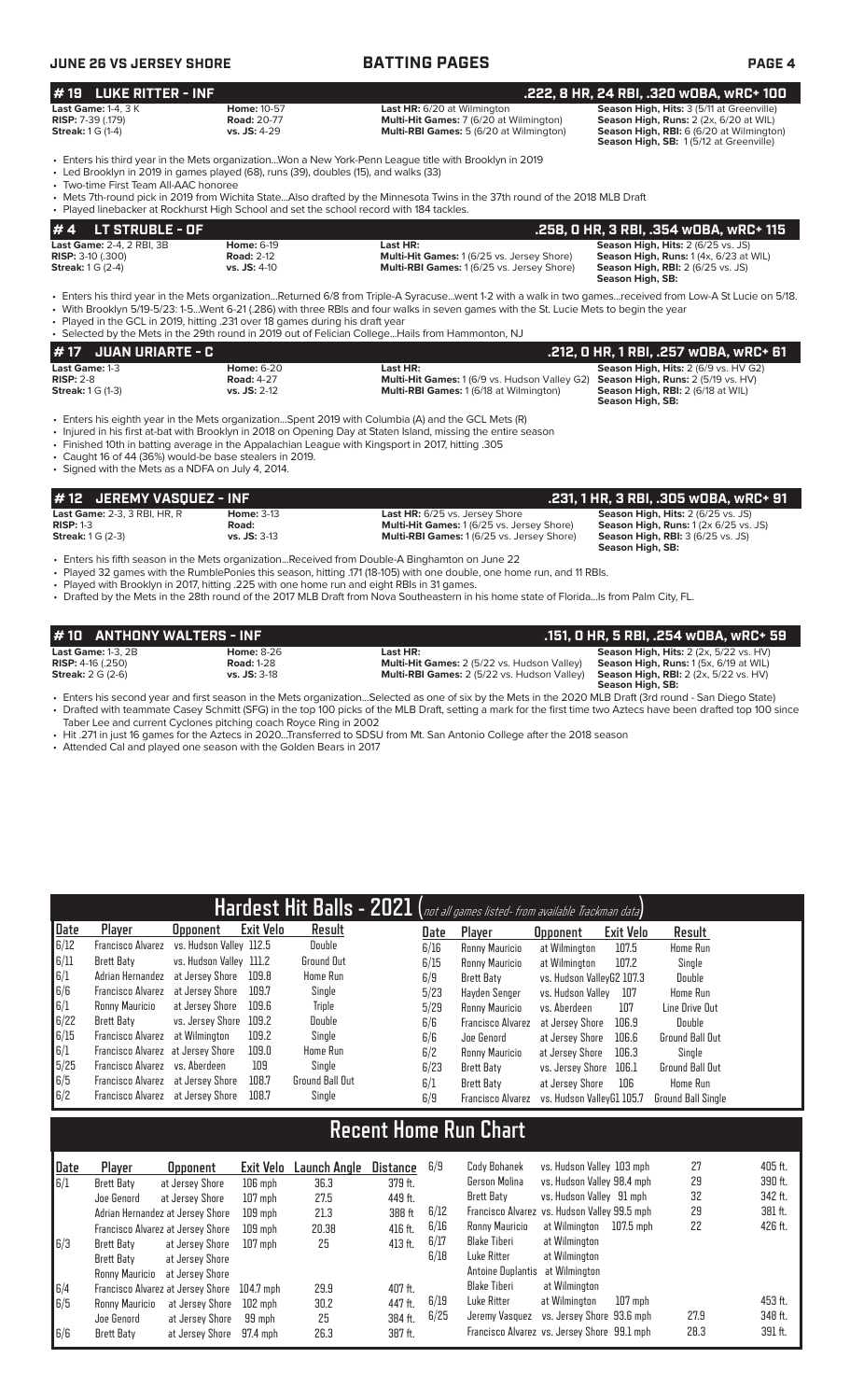## #19 LUKE RITTER - INF

**.222, 8 HR, 24 RBI, .320 wOBA, wRC+ 100**

| | | | |
|---|---|---|---|
| **Last Game:** 1-4, 3 K | **Home:** 10-57 | **Last HR:** 6/20 at Wilmington | **Season High, Hits:** 3 (5/11 at Greenville) |
| **RISP:** 7-39 (.179) | **Road:** 20-77 | **Multi-Hit Games:** 7 (6/20 at Wilmington) | **Season High, Runs:** 2 (2x, 6/20 at WIL) |
| **Streak:** 1 G (1-4) | **vs. JS:** 4-29 | **Multi-RBI Games:** 5 (6/20 at Wilmington) | **Season High, RBI:** 6 (6/20 at Wilmington) |
| | | | **Season High, SB:** 1 (5/12 at Greenville) |

- Enters his third year in the Mets organization...Won a New York-Penn League title with Brooklyn in 2019
- Led Brooklyn in 2019 in games played (68), runs (39), doubles (15), and walks (33)
- Two-time First Team All-AAC honoree
- Mets 7th-round pick in 2019 from Wichita State...Also drafted by the Minnesota Twins in the 37th round of the 2018 MLB Draft
- Played linebacker at Rockhurst High School and set the school record with 184 tackles.

## #4 LT STRUBLE - OF

**.258, 0 HR, 3 RBI, .354 wOBA, wRC+ 115**

| | | | |
|---|---|---|---|
| **Last Game:** 2-4, 2 RBI, 3B | **Home:** 6-19 | **Last HR:** | **Season High, Hits:** 2 (6/25 vs. JS) |
| **RISP:** 3-10 (.300) | **Road:** 2-12 | **Multi-Hit Games:** 1 (6/25 vs. Jersey Shore) | **Season High, Runs:** 1 (4x, 6/23 at WIL) |
| **Streak:** 1 G (2-4) | **vs. JS:** 4-10 | **Multi-RBI Games:** 1 (6/25 vs. Jersey Shore) | **Season High, RBI:** 2 (6/25 vs. JS) |
| | | | **Season High, SB:** |

- Enters his third year in the Mets organization...Returned 6/8 from Triple-A Syracuse...went 1-2 with a walk in two games...received from Low-A St Lucie on 5/18.
- With Brooklyn 5/19-5/23: 1-5...Went 6-21 (.286) with three RBIs and four walks in seven games with the St. Lucie Mets to begin the year
- Played in the GCL in 2019, hitting .231 over 18 games during his draft year
- Selected by the Mets in the 29th round in 2019 out of Felician College...Hails from Hammonton, NJ

## #17 JUAN URIARTE - C

**.212, 0 HR, 1 RBI, .257 wOBA, wRC+ 61**

| | | | |
|---|---|---|---|
| **Last Game:** 1-3 | **Home:** 6-20 | **Last HR:** | **Season High, Hits:** 2 (6/9 vs. HV G2) |
| **RISP:** 2-8 | **Road:** 4-27 | **Multi-Hit Games:** 1 (6/9 vs. Hudson Valley G2) | **Season High, Runs:** 2 (5/19 vs. HV) |
| **Streak:** 1 G (1-3) | **vs. JS:** 2-12 | **Multi-RBI Games:** 1 (6/18 at Wilmington) | **Season High, RBI:** 2 (6/18 at WIL) |
| | | | **Season High, SB:** |

- Enters his eighth year in the Mets organization...Spent 2019 with Columbia (A) and the GCL Mets (R)
- Injured in his first at-bat with Brooklyn in 2018 on Opening Day at Staten Island, missing the entire season
- Finished 10th in batting average in the Appalachian League with Kingsport in 2017, hitting .305
- Caught 16 of 44 (36%) would-be base stealers in 2019.
- Signed with the Mets as a NDFA on July 4, 2014.

## #12 JEREMY VASQUEZ - INF

**.231, 1 HR, 3 RBI, .305 wOBA, wRC+ 91**

| | | | |
|---|---|---|---|
| **Last Game:** 2-3, 3 RBI, HR, R | **Home:** 3-13 | **Last HR:** 6/25 vs. Jersey Shore | **Season High, Hits:** 2 (6/25 vs. JS) |
| **RISP:** 1-3 | **Road:** | **Multi-Hit Games:** 1 (6/25 vs. Jersey Shore) | **Season High, Runs:** 1 (2x 6/25 vs. JS) |
| **Streak:** 1 G (2-3) | **vs. JS:** 3-13 | **Multi-RBI Games:** 1 (6/25 vs. Jersey Shore) | **Season High, RBI:** 3 (6/25 vs. JS) |
| | | | **Season High, SB:** |

- Enters his fifth season in the Mets organization...Received from Double-A Binghamton on June 22
- Played 32 games with the RumblePonies this season, hitting .171 (18-105) with one double, one home run, and 11 RBIs.
- Played with Brooklyn in 2017, hitting .225 with one home run and eight RBIs in 31 games.
- Drafted by the Mets in the 28th round of the 2017 MLB Draft from Nova Southeastern in his home state of Florida...Is from Palm City, FL.

## #10 ANTHONY WALTERS - INF

**.151, 0 HR, 5 RBI, .254 wOBA, wRC+ 59**

| | | | |
|---|---|---|---|
| **Last Game:** 1-3, 2B | **Home:** 8-26 | **Last HR:** | **Season High, Hits:** 2 (2x, 5/22 vs. HV) |
| **RISP:** 4-16 (.250) | **Road:** 1-28 | **Multi-Hit Games:** 2 (5/22 vs. Hudson Valley) | **Season High, Runs:** 1 (5x, 6/19 at WIL) |
| **Streak:** 2 G (2-6) | **vs. JS:** 3-18 | **Multi-RBI Games:** 2 (5/22 vs. Hudson Valley) | **Season High, RBI:** 2 (2x, 5/22 vs. HV) |
| | | | **Season High, SB:** |

- Enters his second year and first season in the Mets organization...Selected as one of six by the Mets in the 2020 MLB Draft (3rd round - San Diego State)
- Drafted with teammate Casey Schmitt (SFG) in the top 100 picks of the MLB Draft, setting a mark for the first time two Aztecs have been drafted top 100 since Taber Lee and current Cyclones pitching coach Royce Ring in 2002
- Hit .271 in just 16 games for the Aztecs in 2020...Transferred to SDSU from Mt. San Antonio College after the 2018 season
- Attended Cal and played one season with the Golden Bears in 2017

## Hardest Hit Balls - 2021 (not all games listed- from available Trackman data)

| Date | Player | Opponent | Exit Velo | Result |
|---|---|---|---|---|
| 6/12 | Francisco Alvarez | vs. Hudson Valley | 112.5 | Double |
| 6/11 | Brett Baty | vs. Hudson Valley | 111.2 | Ground Out |
| 6/1 | Adrian Hernandez | at Jersey Shore | 109.8 | Home Run |
| 6/6 | Francisco Alvarez | at Jersey Shore | 109.7 | Single |
| 6/1 | Ronny Mauricio | at Jersey Shore | 109.6 | Triple |
| 6/22 | Brett Baty | vs. Jersey Shore | 109.2 | Double |
| 6/15 | Francisco Alvarez | at Wilmington | 109.2 | Single |
| 6/1 | Francisco Alvarez | at Jersey Shore | 109.0 | Home Run |
| 5/25 | Francisco Alvarez | vs. Aberdeen | 109 | Single |
| 6/5 | Francisco Alvarez | at Jersey Shore | 108.7 | Ground Ball Out |
| 6/2 | Francisco Alvarez | at Jersey Shore | 108.7 | Single |
| 6/16 | Ronny Mauricio | at Wilmington | 107.5 | Home Run |
| 6/15 | Ronny Mauricio | at Wilmington | 107.2 | Single |
| 6/9 | Brett Baty | vs. Hudson ValleyG2 | 107.3 | Double |
| 5/23 | Hayden Senger | vs. Hudson Valley | 107 | Home Run |
| 5/29 | Ronny Mauricio | vs. Aberdeen | 107 | Line Drive Out |
| 6/6 | Francisco Alvarez | at Jersey Shore | 106.9 | Double |
| 6/6 | Joe Genord | at Jersey Shore | 106.6 | Ground Ball Out |
| 6/2 | Ronny Mauricio | at Jersey Shore | 106.3 | Single |
| 6/23 | Brett Baty | vs. Jersey Shore | 106.1 | Ground Ball Out |
| 6/1 | Brett Baty | at Jersey Shore | 106 | Home Run |
| 6/9 | Francisco Alvarez | vs. Hudson ValleyG1 | 105.7 | Ground Ball Single |

## Recent Home Run Chart

| Date | Player | Opponent | Exit Velo | Launch Angle | Distance |
|---|---|---|---|---|---|
| 6/1 | Brett Baty | at Jersey Shore | 106 mph | 36.3 | 379 ft. |
| | Joe Genord | at Jersey Shore | 107 mph | 27.5 | 449 ft. |
| | Adrian Hernandez | at Jersey Shore | 109 mph | 21.3 | 388 ft |
| | Francisco Alvarez | at Jersey Shore | 109 mph | 20.38 | 416 ft. |
| 6/3 | Brett Baty | at Jersey Shore | 107 mph | 25 | 413 ft. |
| | Brett Baty | at Jersey Shore | | | |
| | Ronny Mauricio | at Jersey Shore | | | |
| 6/4 | Francisco Alvarez | at Jersey Shore | 104.7 mph | 29.9 | 407 ft. |
| 6/5 | Ronny Mauricio | at Jersey Shore | 102 mph | 30.2 | 447 ft. |
| | Joe Genord | at Jersey Shore | 99 mph | 25 | 384 ft. |
| 6/6 | Brett Baty | at Jersey Shore | 97.4 mph | 26.3 | 387 ft. |
| 6/9 | Cody Bohanek | vs. Hudson Valley | 103 mph | 27 | 405 ft. |
| | Gerson Molina | vs. Hudson Valley | 98.4 mph | 29 | 390 ft. |
| | Brett Baty | vs. Hudson Valley | 91 mph | 32 | 342 ft. |
| 6/12 | Francisco Alvarez | vs. Hudson Valley | 99.5 mph | 29 | 381 ft. |
| 6/16 | Ronny Mauricio | at Wilmington | 107.5 mph | 22 | 426 ft. |
| 6/17 | Blake Tiberi | at Wilmington | | | |
| 6/18 | Luke Ritter | at Wilmington | | | |
| | Antoine Duplantis | at Wilmington | | | |
| | Blake Tiberi | at Wilmington | | | |
| 6/19 | Luke Ritter | at Wilmington | 107 mph | | 453 ft. |
| 6/25 | Jeremy Vasquez | vs. Jersey Shore | 93.6 mph | 27.9 | 348 ft. |
| | Francisco Alvarez | vs. Jersey Shore | 99.1 mph | 28.3 | 391 ft. |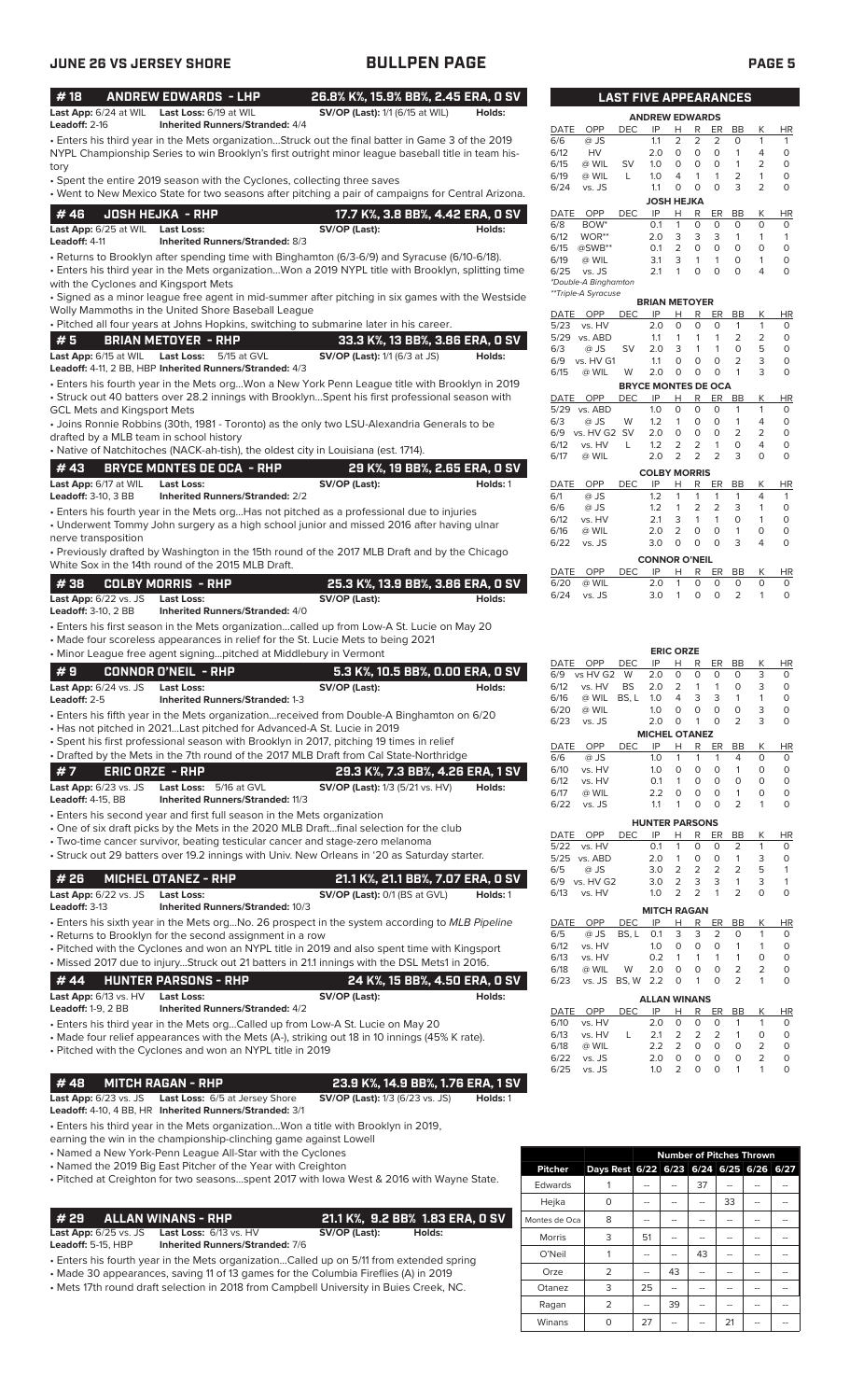## BULLPEN PAGE

JUNE 26 VS JERSEY SHORE

### #18 ANDREW EDWARDS - LHP — 26.8% K%, 15.9% BB%, 2.45 ERA, 0 SV

**Last App:** 6/24 at WIL **Last Loss:** 6/19 at WIL **SV/OP (Last):** 1/1 (6/15 at WIL) **Holds:**
**Leadoff:** 2-16 **Inherited Runners/Stranded:** 4/4

- Enters his third year in the Mets organization...Struck out the final batter in Game 3 of the 2019 NYPL Championship Series to win Brooklyn's first outright minor league baseball title in team history
- Spent the entire 2019 season with the Cyclones, collecting three saves
- Went to New Mexico State for two seasons after pitching a pair of campaigns for Central Arizona.

### #46 JOSH HEJKA - RHP — 17.7 K%, 3.8 BB%, 4.42 ERA, 0 SV

**Last App:** 6/25 at WIL **Last Loss:** **SV/OP (Last):** **Holds:**
**Leadoff:** 4-11 **Inherited Runners/Stranded:** 8/3

- Returns to Brooklyn after spending time with Binghamton (6/3-6/9) and Syracuse (6/10-6/18).
- Enters his third year in the Mets organization...Won a 2019 NYPL title with Brooklyn, splitting time with the Cyclones and Kingsport Mets
- Signed as a minor league free agent in mid-summer after pitching in six games with the Westside Wolly Mammoths in the United Shore Baseball League
- Pitched all four years at Johns Hopkins, switching to submarine later in his career.

### #5 BRIAN METOYER - RHP — 33.3 K%, 13 BB%, 3.86 ERA, 0 SV

**Last App:** 6/15 at WIL **Last Loss:** 5/15 at GVL **SV/OP (Last):** 1/1 (6/3 at JS) **Holds:**
**Leadoff:** 4-11, 2 BB, HBP **Inherited Runners/Stranded:** 4/3

- Enters his fourth year in the Mets org...Won a New York Penn League title with Brooklyn in 2019
- Struck out 40 batters over 28.2 innings with Brooklyn...Spent his first professional season with GCL Mets and Kingsport Mets
- Joins Ronnie Robbins (30th, 1981 - Toronto) as the only two LSU-Alexandria Generals to be drafted by a MLB team in school history
- Native of Natchitoches (NACK-ah-tish), the oldest city in Louisiana (est. 1714).

### #43 BRYCE MONTES DE OCA - RHP — 29 K%, 19 BB%, 2.65 ERA, 0 SV

**Last App:** 6/17 at WIL **Last Loss:** **SV/OP (Last):** **Holds:** 1
**Leadoff:** 3-10, 3 BB **Inherited Runners/Stranded:** 2/2

- Enters his fourth year in the Mets org...Has not pitched as a professional due to injuries
- Underwent Tommy John surgery as a high school junior and missed 2016 after having ulnar nerve transposition
- Previously drafted by Washington in the 15th round of the 2017 MLB Draft and by the Chicago White Sox in the 14th round of the 2015 MLB Draft.

### #38 COLBY MORRIS - RHP — 25.3 K%, 13.9 BB%, 3.86 ERA, 0 SV

**Last App:** 6/22 vs. JS **Last Loss:** **SV/OP (Last):** **Holds:**
**Leadoff:** 3-10, 2 BB **Inherited Runners/Stranded:** 4/0

- Enters his first season in the Mets organization...called up from Low-A St. Lucie on May 20
- Made four scoreless appearances in relief for the St. Lucie Mets to being 2021
- Minor League free agent signing...pitched at Middlebury in Vermont

### #9 CONNOR O'NEIL - RHP — 5.3 K%, 10.5 BB%, 0.00 ERA, 0 SV

**Last App:** 6/24 vs. JS **Last Loss:** **SV/OP (Last):** **Holds:**
**Leadoff:** 2-5 **Inherited Runners/Stranded:** 1-3

- Enters his fifth year in the Mets organization...received from Double-A Binghamton on 6/20
- Has not pitched in 2021...Last pitched for Advanced-A St. Lucie in 2019
- Spent his first professional season with Brooklyn in 2017, pitching 19 times in relief
- Drafted by the Mets in the 7th round of the 2017 MLB Draft from Cal State-Northridge

### #7 ERIC ORZE - RHP — 29.3 K%, 7.3 BB%, 4.26 ERA, 1 SV

**Last App:** 6/23 vs. JS **Last Loss:** 5/16 at GVL **SV/OP (Last):** 1/3 (5/21 vs. HV) **Holds:**
**Leadoff:** 4-15, BB **Inherited Runners/Stranded:** 11/3

- Enters his second year and first full season in the Mets organization
- One of six draft picks by the Mets in the 2020 MLB Draft...final selection for the club
- Two-time cancer survivor, beating testicular cancer and stage-zero melanoma
- Struck out 29 batters over 19.2 innings with Univ. New Orleans in '20 as Saturday starter.

### #26 MICHEL OTANEZ - RHP — 21.1 K%, 21.1 BB%, 7.07 ERA, 0 SV

**Last App:** 6/22 vs. JS **Last Loss:** **SV/OP (Last):** 0/1 (BS at GVL) **Holds:** 1
**Leadoff:** 3-13 **Inherited Runners/Stranded:** 10/3

- Enters his sixth year in the Mets org...No. 26 prospect in the system according to *MLB Pipeline*
- Returns to Brooklyn for the second assignment in a row
- Pitched with the Cyclones and won an NYPL title in 2019 and also spent time with Kingsport
- Missed 2017 due to injury...Struck out 21 batters in 21.1 innings with the DSL Mets1 in 2016.

### #44 HUNTER PARSONS - RHP — 24 K%, 15 BB%, 4.50 ERA, 0 SV

**Last App:** 6/13 vs. HV **Last Loss:** **SV/OP (Last):** **Holds:**
**Leadoff:** 1-9, 2 BB **Inherited Runners/Stranded:** 4/2

- Enters his third year in the Mets org...Called up from Low-A St. Lucie on May 20
- Made four relief appearances with the Mets (A-), striking out 18 in 10 innings (45% K rate).
- Pitched with the Cyclones and won an NYPL title in 2019

### #48 MITCH RAGAN - RHP — 23.9 K%, 14.9 BB%, 1.76 ERA, 1 SV

**Last App:** 6/23 vs. JS **Last Loss:** 6/5 at Jersey Shore **SV/OP (Last):** 1/3 (6/23 vs. JS) **Holds:** 1
**Leadoff:** 4-10, 4 BB, HR **Inherited Runners/Stranded:** 3/1

- Enters his third year in the Mets organization...Won a title with Brooklyn in 2019, earning the win in the championship-clinching game against Lowell
- Named a New York-Penn League All-Star with the Cyclones
- Named the 2019 Big East Pitcher of the Year with Creighton
- Pitched at Creighton for two seasons...spent 2017 with Iowa West & 2016 with Wayne State.

### #29 ALLAN WINANS - RHP — 21.1 K%, 9.2 BB% 1.83 ERA, 0 SV

**Last App:** 6/25 vs. JS **Last Loss:** 6/13 vs. HV **SV/OP (Last):** **Holds:**
**Leadoff:** 5-15, HBP **Inherited Runners/Stranded:** 7/6

- Enters his fourth year in the Mets organization...Called up on 5/11 from extended spring
- Made 30 appearances, saving 11 of 13 games for the Columbia Fireflies (A) in 2019
- Mets 17th round draft selection in 2018 from Campbell University in Buies Creek, NC.

## LAST FIVE APPEARANCES

**ANDREW EDWARDS**

| DATE | OPP | DEC | IP | H | R | ER | BB | K | HR |
|---|---|---|---|---|---|---|---|---|---|
| 6/6 | @ JS | | 1.1 | 2 | 2 | 2 | 0 | 1 | 1 |
| 6/12 | HV | | 2.0 | 0 | 0 | 0 | 1 | 4 | 0 |
| 6/15 | @ WIL | SV | 1.0 | 0 | 0 | 0 | 1 | 2 | 0 |
| 6/19 | @ WIL | L | 1.0 | 4 | 1 | 1 | 2 | 1 | 0 |
| 6/24 | vs. JS | | 1.1 | 0 | 0 | 0 | 3 | 2 | 0 |

**JOSH HEJKA**

| DATE | OPP | DEC | IP | H | R | ER | BB | K | HR |
|---|---|---|---|---|---|---|---|---|---|
| 6/8 | BOW* | | 0.1 | 1 | 0 | 0 | 0 | 0 | 0 |
| 6/12 | WOR** | | 2.0 | 3 | 3 | 3 | 1 | 1 | 1 |
| 6/15 | @SWB** | | 0.1 | 2 | 0 | 0 | 0 | 0 | 0 |
| 6/19 | @ WIL | | 3.1 | 3 | 1 | 1 | 0 | 1 | 0 |
| 6/25 | vs. JS | | 2.1 | 1 | 0 | 0 | 0 | 4 | 0 |

*Double-A Binghamton
**Triple-A Syracuse

**BRIAN METOYER**

| DATE | OPP | DEC | IP | H | R | ER | BB | K | HR |
|---|---|---|---|---|---|---|---|---|---|
| 5/23 | vs. HV | | 2.0 | 0 | 0 | 0 | 1 | 1 | 0 |
| 5/29 | vs. ABD | | 1.1 | 1 | 1 | 1 | 2 | 2 | 0 |
| 6/3 | @ JS | SV | 2.0 | 3 | 1 | 1 | 0 | 5 | 0 |
| 6/9 | vs. HV G1 | | 1.1 | 0 | 0 | 0 | 2 | 3 | 0 |
| 6/15 | @ WIL | W | 2.0 | 0 | 0 | 0 | 1 | 3 | 0 |

**BRYCE MONTES DE OCA**

| DATE | OPP | DEC | IP | H | R | ER | BB | K | HR |
|---|---|---|---|---|---|---|---|---|---|
| 5/29 | vs. ABD | | 1.0 | 0 | 0 | 0 | 1 | 1 | 0 |
| 6/3 | @ JS | W | 1.2 | 1 | 0 | 0 | 1 | 4 | 0 |
| 6/9 | vs. HV G2 | SV | 2.0 | 0 | 0 | 0 | 2 | 2 | 0 |
| 6/12 | vs. HV | L | 1.2 | 2 | 2 | 1 | 0 | 4 | 0 |
| 6/17 | @ WIL | | 2.0 | 2 | 2 | 2 | 3 | 0 | 0 |

**COLBY MORRIS**

| DATE | OPP | DEC | IP | H | R | ER | BB | K | HR |
|---|---|---|---|---|---|---|---|---|---|
| 6/1 | @ JS | | 1.2 | 1 | 1 | 1 | 1 | 4 | 1 |
| 6/6 | @ JS | | 1.2 | 1 | 2 | 2 | 3 | 1 | 0 |
| 6/12 | vs. HV | | 2.1 | 3 | 1 | 1 | 0 | 1 | 0 |
| 6/16 | @ WIL | | 2.0 | 2 | 0 | 0 | 1 | 0 | 0 |
| 6/22 | vs. JS | | 3.0 | 0 | 0 | 0 | 3 | 4 | 0 |

**CONNOR O'NEIL**

| DATE | OPP | DEC | IP | H | R | ER | BB | K | HR |
|---|---|---|---|---|---|---|---|---|---|
| 6/20 | @ WIL | | 2.0 | 1 | 0 | 0 | 0 | 0 | 0 |
| 6/24 | vs. JS | | 3.0 | 1 | 0 | 0 | 2 | 1 | 0 |

**ERIC ORZE**

| DATE | OPP | DEC | IP | H | R | ER | BB | K | HR |
|---|---|---|---|---|---|---|---|---|---|
| 6/9 | vs HV G2 | W | 2.0 | 0 | 0 | 0 | 0 | 3 | 0 |
| 6/12 | vs. HV | BS | 2.0 | 2 | 1 | 1 | 0 | 3 | 0 |
| 6/16 | @ WIL | BS, L | 1.0 | 4 | 3 | 3 | 1 | 1 | 0 |
| 6/20 | @ WIL | | 1.0 | 0 | 0 | 0 | 0 | 3 | 0 |
| 6/23 | vs. JS | | 2.0 | 0 | 1 | 0 | 2 | 3 | 0 |

**MICHEL OTANEZ**

| DATE | OPP | DEC | IP | H | R | ER | BB | K | HR |
|---|---|---|---|---|---|---|---|---|---|
| 6/6 | @ JS | | 1.0 | 1 | 1 | 1 | 4 | 0 | 0 |
| 6/10 | vs. HV | | 1.0 | 0 | 0 | 0 | 1 | 0 | 0 |
| 6/12 | vs. HV | | 0.1 | 1 | 0 | 0 | 0 | 0 | 0 |
| 6/17 | @ WIL | | 2.2 | 0 | 0 | 0 | 1 | 0 | 0 |
| 6/22 | vs. JS | | 1.1 | 1 | 0 | 0 | 2 | 1 | 0 |

**HUNTER PARSONS**

| DATE | OPP | DEC | IP | H | R | ER | BB | K | HR |
|---|---|---|---|---|---|---|---|---|---|
| 5/22 | vs. HV | | 0.1 | 1 | 0 | 0 | 2 | 1 | 0 |
| 5/25 | vs. ABD | | 2.0 | 1 | 0 | 0 | 1 | 3 | 0 |
| 6/5 | @ JS | | 3.0 | 2 | 2 | 2 | 2 | 5 | 1 |
| 6/9 | vs. HV G2 | | 3.0 | 2 | 3 | 3 | 1 | 3 | 1 |
| 6/13 | vs. HV | | 1.0 | 2 | 2 | 1 | 2 | 0 | 0 |

**MITCH RAGAN**

| DATE | OPP | DEC | IP | H | R | ER | BB | K | HR |
|---|---|---|---|---|---|---|---|---|---|
| 6/5 | @ JS | BS, L | 0.1 | 3 | 3 | 2 | 0 | 1 | 0 |
| 6/12 | vs. HV | | 1.0 | 0 | 0 | 0 | 1 | 1 | 0 |
| 6/13 | vs. HV | | 0.2 | 1 | 1 | 1 | 1 | 0 | 0 |
| 6/18 | @ WIL | W | 2.0 | 0 | 0 | 0 | 2 | 2 | 0 |
| 6/23 | vs. JS | BS, W | 2.2 | 0 | 1 | 0 | 2 | 1 | 0 |

**ALLAN WINANS**

| DATE | OPP | DEC | IP | H | R | ER | BB | K | HR |
|---|---|---|---|---|---|---|---|---|---|
| 6/10 | vs. HV | | 2.0 | 0 | 0 | 0 | 1 | 1 | 0 |
| 6/13 | vs. HV | L | 2.1 | 2 | 2 | 2 | 1 | 0 | 0 |
| 6/18 | @ WIL | | 2.2 | 2 | 0 | 0 | 0 | 2 | 0 |
| 6/22 | vs. JS | | 2.0 | 0 | 0 | 0 | 0 | 2 | 0 |
| 6/25 | vs. JS | | 1.0 | 2 | 0 | 0 | 1 | 1 | 0 |

**Number of Pitches Thrown**

| Pitcher | Days Rest | 6/22 | 6/23 | 6/24 | 6/25 | 6/26 | 6/27 |
|---|---|---|---|---|---|---|---|
| Edwards | 1 | -- | -- | 37 | -- | -- | -- |
| Hejka | 0 | -- | -- | -- | 33 | -- | -- |
| Montes de Oca | 8 | -- | -- | -- | -- | -- | -- |
| Morris | 3 | 51 | -- | -- | -- | -- | -- |
| O'Neil | 1 | -- | -- | 43 | -- | -- | -- |
| Orze | 2 | -- | 43 | -- | -- | -- | -- |
| Otanez | 3 | 25 | -- | -- | -- | -- | -- |
| Ragan | 2 | -- | 39 | -- | -- | -- | -- |
| Winans | 0 | 27 | -- | -- | 21 | -- | -- |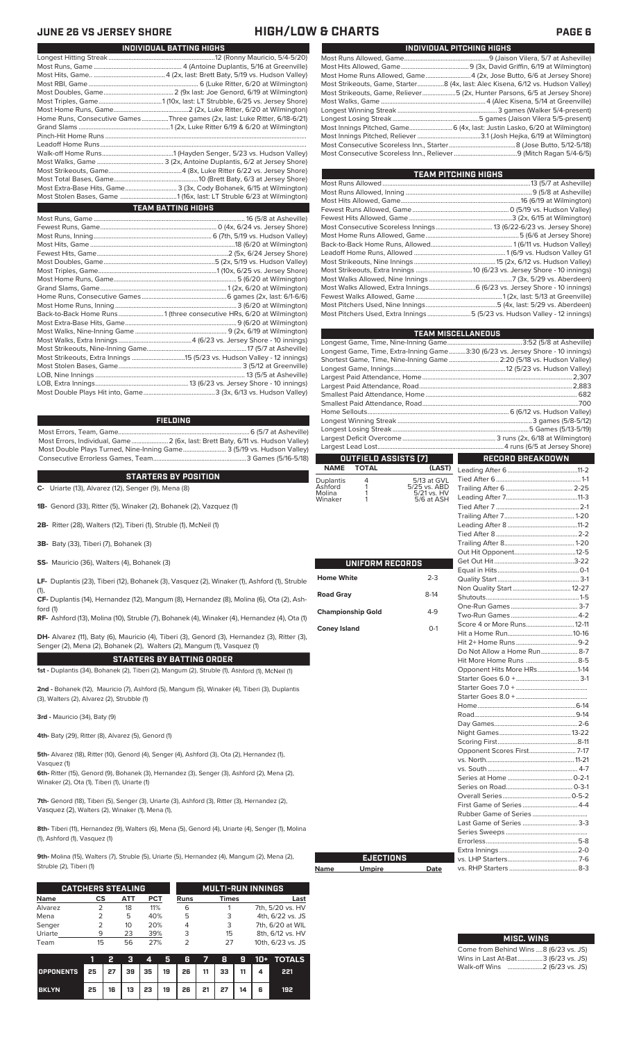# JUNE 26 VS JERSEY SHORE — HIGH/LOW & CHARTS

## INDIVIDUAL BATTING HIGHS

| | |
|---|---|
| Longest Hitting Streak | 12 (Ronny Mauricio, 5/4-5/20) |
| Most Runs, Game | 4 (Antoine Duplantis, 5/16 at Greenville) |
| Most Hits, Game | 4 (2x, last: Brett Baty, 5/19 vs. Hudson Valley) |
| Most RBI, Game | 6 (Luke Ritter, 6/20 at Wilmington) |
| Most Doubles, Game | 2 (9x last: Joe Genord, 6/19 at Wilmington) |
| Most Triples, Game | 1 (10x, last: LT Strubble, 6/25 vs. Jersey Shore) |
| Most Home Runs, Game | 2 (2x, Luke Ritter, 6/20 at Wilmington) |
| Home Runs, Consecutive Games | Three games (2x, last: Luke Ritter, 6/18-6/21) |
| Grand Slams | 1 (2x, Luke Ritter 6/19 & 6/20 at Wilmington) |
| Pinch-Hit Home Runs | |
| Leadoff Home Runs | |
| Walk-off Home Runs | 1 (Hayden Senger, 5/23 vs. Hudson Valley) |
| Most Walks, Game | 3 (2x, Antoine Duplantis, 6/2 at Jersey Shore) |
| Most Strikeouts, Game | 4 (8x, Luke Ritter 6/22 vs. Jersey Shore) |
| Most Total Bases, Game | 10 (Brett Baty, 6/3 at Jersey Shore) |
| Most Extra-Base Hits, Game | 3 (3x, Cody Bohanek, 6/15 at Wilmington) |
| Most Stolen Bases, Game | 1 (16x, last: LT Struble 6/23 at Wilmington) |

## TEAM BATTING HIGHS

| | |
|---|---|
| Most Runs, Game | 16 (5/8 at Asheville) |
| Fewest Runs, Game | 0 (4x, 6/24 vs. Jersey Shore) |
| Most Runs, Inning | 6 (7th, 5/19 vs. Hudson Valley) |
| Most Hits, Game | 18 (6/20 at Wilmington) |
| Fewest Hits, Game | 2 (5x, 6/24 vs. Jersey Shore) |
| Most Doubles, Game | 5 (2x, 5/19 vs. Hudson Valley) |
| Most Triples, Game | 1 (10x, 6/25 vs. Jersey Shore) |
| Most Home Runs, Game | 5 (6/20 at Wilmington) |
| Grand Slams, Game | 1 (2x, 6/20 at Wilmington) |
| Home Runs, Consecutive Games | 6 games (2x, last: 6/1-6/6) |
| Most Home Runs, Inning | 3 (6/20 at Wilmington) |
| Back-to-Back Home Runs | 1 (three consecutive HRs, 6/20 at Wilmington) |
| Most Extra-Base Hits, Game | 9 (6/20 at Wilmington) |
| Most Walks, Nine-Inning Game | 9 (2x, 6/19 at Wilmington) |
| Most Walks, Extra Innings | 4 (6/23 vs. Jersey Shore - 10 innings) |
| Most Strikeouts, Nine-Inning Game | 17 (5/7 at Asheville) |
| Most Strikeouts, Extra Innings | 15 (5/23 vs. Hudson Valley - 12 innings) |
| Most Stolen Bases, Game | 3 (5/12 at Greenville) |
| LOB, Nine Innings | 13 (5/5 at Asheville) |
| LOB, Extra Innings | 13 (6/23 vs. Jersey Shore - 10 innings) |
| Most Double Plays Hit into, Game | 3 (6/13 vs. Hudson Valley) |

## FIELDING

| | |
|---|---|
| Most Errors, Team, Game | 6 (5/7 at Asheville) |
| Most Errors, Individual, Game | 2 (6x, last: Brett Baty, 6/11 vs. Hudson Valley) |
| Most Double Plays Turned, Nine-Inning Game | 3 (5/19 vs. Hudson Valley) |
| Consecutive Errorless Games, Team | 3 Games (5/16-5/18) |

## STARTERS BY POSITION

**C-** Uriarte (13), Alvarez (12), Senger (9), Mena (8)

**1B-** Genord (33), Ritter (5), Winaker (2), Bohanek (2), Vazquez (1)

**2B-** Ritter (28), Walters (12), Tiberi (1), Struble (1), McNeil (1)

**3B-** Baty (33), Tiberi (7), Bohanek (3)

**SS-** Mauricio (36), Walters (4), Bohanek (3)

**LF-** Duplantis (23), Tiberi (12), Bohanek (3), Vasquez (2), Winaker (1), Ashford (1), Struble (1),

**CF-** Duplantis (14), Hernandez (12), Mangum (8), Hernandez (8), Molina (6), Ota (2), Ashford (1)

**RF-** Ashford (13), Molina (10), Struble (7), Bohanek (4), Winaker (4), Hernandez (4), Ota (1)

**DH-** Alvarez (11), Baty (6), Mauricio (4), Tiberi (3), Genord (3), Hernandez (3), Ritter (3), Senger (2), Mena (2), Bohanek (2), Walters (2), Mangum (1), Vasquez (1)

## STARTERS BY BATTING ORDER

**1st -** Duplantis (34), Bohanek (2), Tiberi (2), Mangum (2), Struble (1), Ashford (1), McNeil (1)

**2nd -** Bohanek (12), Mauricio (7), Ashford (5), Mangum (5), Winaker (4), Tiberi (3), Duplantis (3), Walters (2), Struble (1)

**3rd -** Mauricio (34), Baty (9)

**4th-** Baty (29), Ritter (8), Alvarez (5), Genord (1)

**5th-** Alvarez (18), Ritter (10), Genord (4), Senger (4), Ashford (3), Ota (2), Hernandez (1), Vasquez (1)

**6th-** Ritter (15), Genord (9), Bohanek (3), Hernandez (3), Senger (3), Ashford (2), Mena (2), Winaker (2), Ota (1), Tiberi (1), Uriarte (1)

**7th-** Genord (18), Tiberi (5), Senger (3), Uriarte (3), Ashford (3), Ritter (3), Hernandez (2), Vasquez (2), Walters (2), Winaker (1), Mena (1),

**8th-** Tiberi (11), Hernandez (9), Walters (6), Mena (5), Genord (4), Uriarte (4), Senger (1), Molina (1), Ashford (1), Vasquez (1)

**9th-** Molina (15), Walters (7), Struble (5), Uriarte (5), Hernandez (4), Mangum (2), Mena (2), Struble (2), Tiberi (1)

## CATCHERS STEALING

| Name | CS | ATT | PCT |
|---|---|---|---|
| Alvarez | 2 | 18 | 11% |
| Mena | 2 | 5 | 40% |
| Senger | 2 | 10 | 20% |
| Uriarte | 9 | 23 | 39% |
| Team | 15 | 56 | 27% |

## MULTI-RUN INNINGS

| Runs | Times | Last |
|---|---|---|
| 6 | 1 | 7th, 5/20 vs. HV |
| 5 | 3 | 4th, 6/22 vs. JS |
| 4 | 3 | 7th, 6/20 at WIL |
| 3 | 15 | 8th, 6/12 vs. HV |
| 2 | 27 | 10th, 6/23 vs. JS |

| | 1 | 2 | 3 | 4 | 5 | 6 | 7 | 8 | 9 | 10+ | TOTALS |
|---|---|---|---|---|---|---|---|---|---|---|---|
| OPPONENTS | 25 | 27 | 39 | 35 | 19 | 26 | 11 | 33 | 11 | 4 | 221 |
| BKLYN | 25 | 16 | 13 | 23 | 19 | 26 | 21 | 27 | 14 | 6 | 192 |

## INDIVIDUAL PITCHING HIGHS

| | |
|---|---|
| Most Runs Allowed, Game | 9 (Jaison Vilera, 5/7 at Asheville) |
| Most Hits Allowed, Game | 9 (3x, David Griffin, 6/19 at Wilmington) |
| Most Home Runs Allowed, Game | 4 (2x, Jose Butto, 6/6 at Jersey Shore) |
| Most Strikeouts, Game, Starter | 8 (4x, last: Alec Kisena, 6/12 vs. Hudson Valley) |
| Most Strikeouts, Game, Reliever | 5 (2x, Hunter Parsons, 6/5 at Jersey Shore) |
| Most Walks, Game | 4 (Alec Kisena, 5/11 at Greenville) |
| Longest Winning Streak | 3 games (Walker 5/4-present) |
| Longest Losing Streak | 5 games (Jaison Vilera 5/5-present) |
| Most Innings Pitched, Game | 6 (4x, last: Justin Lasko, 6/20 at Wilmington) |
| Most Innings Pitched, Reliever | 3.1 (Josh Hejka, 6/19 at Wilmington) |
| Most Consecutive Scoreless Inn., Starter | 8 (Jose Butto, 5/12-5/18) |
| Most Consecutive Scoreless Inn., Reliever | 9 (Mitch Ragan 5/4-6/5) |

## TEAM PITCHING HIGHS

| | |
|---|---|
| Most Runs Allowed | 13 (5/7 at Asheville) |
| Most Runs Allowed, Inning | 9 (5/8 at Asheville) |
| Most Hits Allowed, Game | 16 (6/19 at Wilmington) |
| Fewest Runs Allowed, Game | 0 (5/19 vs. Hudson Valley) |
| Fewest Hits Allowed, Game | 3 (2x, 6/15 at Wilmington) |
| Most Consecutive Scoreless Innings | 13 (6/22-6/23 vs. Jersey Shore) |
| Most Home Runs Allowed, Game | 5 (6/6 at Jersey Shore) |
| Back-to-Back Home Runs, Allowed | 1 (6/11 vs. Hudson Valley) |
| Leadoff Home Runs, Allowed | 1 (6/9 vs. Hudson Valley G1 |
| Most Strikeouts, Nine Innings | 15 (2x, 6/12 vs. Hudson Valley) |
| Most Strikeouts, Extra Innings | 10 (6/23 vs. Jersey Shore - 10 innings) |
| Most Walks Allowed, Nine Innings | 7 (3x, 5/29 vs. Aberdeen) |
| Most Walks Allowed, Extra Innings | 6 (6/23 vs. Jersey Shore - 10 innings) |
| Fewest Walks Allowed, Game | 1 (2x, last: 5/13 at Greenville) |
| Most Pitchers Used, Nine Innings | 5 (4x, last: 5/29 vs. Aberdeen) |
| Most Pitchers Used, Extra Innings | 5 (5/23 vs. Hudson Valley - 12 innings) |

## TEAM MISCELLANEOUS

| | |
|---|---|
| Longest Game, Time, Nine-Inning Game | 3:52 (5/8 at Asheville) |
| Longest Game, Time, Extra-Inning Game | 3:30 (6/23 vs. Jersey Shore - 10 innings) |
| Shortest Game, Time, Nine-Inning Game | 2:20 (5/18 vs. Hudson Valley) |
| Longest Game, Innings | 12 (5/23 vs. Hudson Valley) |
| Largest Paid Attendance, Home | 2,307 |
| Largest Paid Attendance, Road | 2,883 |
| Smallest Paid Attendance, Home | 682 |
| Smallest Paid Attendance, Road | 700 |
| Home Sellouts | 6 (6/12 vs. Hudson Valley) |
| Longest Winning Streak | 3 games (5/8-5/12) |
| Longest Losing Streak | 5 Games (5/13-5/19) |
| Largest Deficit Overcome | 3 runs (2x, 6/18 at Wilmington) |
| Largest Lead Lost | 4 runs (6/5 at Jersey Shore) |

## OUTFIELD ASSISTS (7)

| NAME | TOTAL | (LAST) |
|---|---|---|
| Duplantis | 4 | 5/13 at GVL |
| Ashford | 1 | 5/25 vs. ABD |
| Molina | 1 | 5/21 vs. HV |
| Winaker | 1 | 5/6 at ASH |

## UNIFORM RECORDS

| | |
|---|---|
| Home White | 2-3 |
| Road Gray | 8-14 |
| Championship Gold | 4-9 |
| Coney Island | 0-1 |

## EJECTIONS

| Name | Umpire | Date |
|---|---|---|

## RECORD BREAKDOWN

| | |
|---|---|
| Leading After 6 | 11-2 |
| Tied After 6 | 1-1 |
| Trailing After 6 | 2-25 |
| Leading After 7 | 11-3 |
| Tied After 7 | 2-1 |
| Trailing After 7 | 1-20 |
| Leading After 8 | 11-2 |
| Tied After 8 | 2-2 |
| Trailing After 8 | 1-20 |
| Out Hit Opponent | 12-5 |
| Get Out Hit | 3-22 |
| Equal in Hits | 0-1 |
| Quality Start | 3-1 |
| Non Quality Start | 12-27 |
| Shutouts | 1-5 |
| One-Run Games | 3-7 |
| Two-Run Games | 4-2 |
| Score 4 or More Runs | 12-11 |
| Hit a Home Run | 10-16 |
| Hit 2+ Home Runs | 9-2 |
| Do Not Allow a Home Run | 8-7 |
| Hit More Home Runs | 8-5 |
| Opponent Hits More HRs | 1-14 |
| Starter Goes 6.0 + | 3-1 |
| Starter Goes 7.0 + | |
| Starter Goes 8.0 + | |
| Home | 6-14 |
| Road | 9-14 |
| Day Games | 2-6 |
| Night Games | 13-22 |
| Scoring First | 8-11 |
| Opponent Scores First | 7-17 |
| vs. North | 11-21 |
| vs. South | 4-7 |
| Series at Home | 0-2-1 |
| Series on Road | 0-3-1 |
| Overall Series | 0-5-2 |
| First Game of Series | 4-4 |
| Rubber Game of Series | |
| Last Game of Series | 3-3 |
| Series Sweeps | |
| Errorless | 5-8 |
| Extra Innings | 2-0 |
| vs. LHP Starters | 7-6 |
| vs. RHP Starters | 8-3 |

## MISC. WINS

| | |
|---|---|
| Come from Behind Wins | 8 (6/23 vs. JS) |
| Wins in Last At-Bat | 3 (6/23 vs. JS) |
| Walk-off Wins | 2 (6/23 vs. JS) |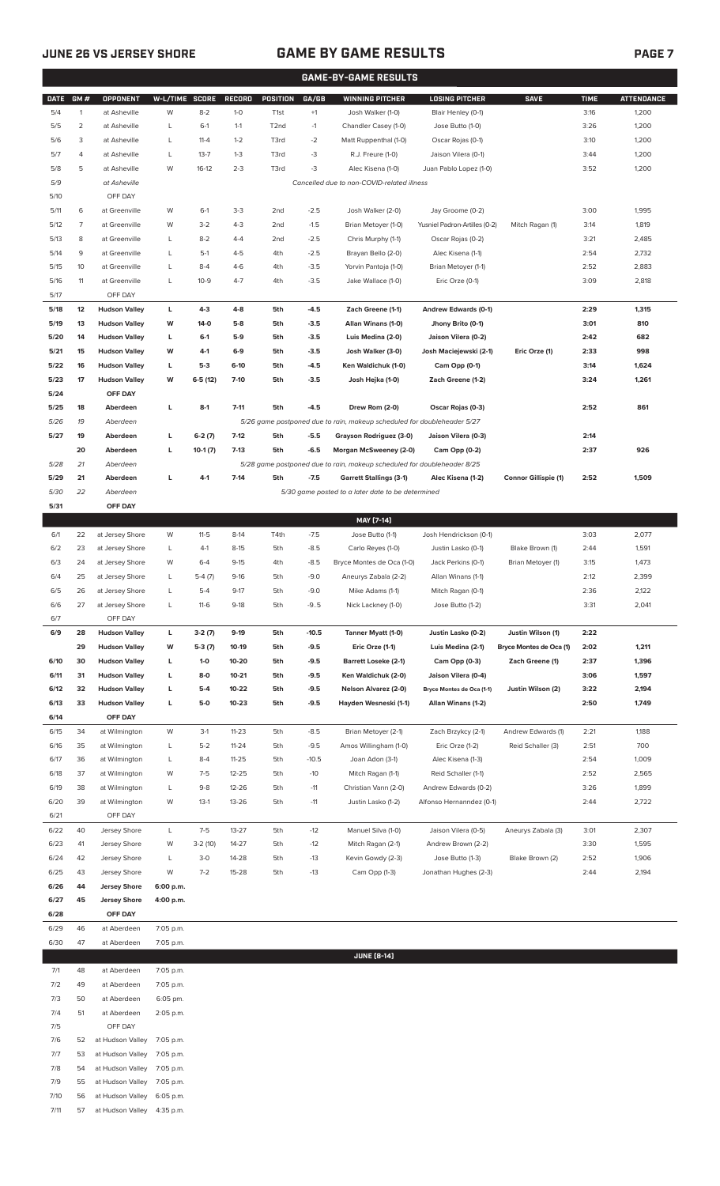## GAME BY GAME RESULTS

### GAME-BY-GAME RESULTS

| DATE | GM # | OPPONENT | W-L/TIME | SCORE | RECORD | POSITION | GA/GB | WINNING PITCHER | LOSING PITCHER | SAVE | TIME | ATTENDANCE |
|---|---|---|---|---|---|---|---|---|---|---|---|---|
| 5/4 | 1 | at Asheville | W | 8-2 | 1-0 | T1st | +1 | Josh Walker (1-0) | Blair Henley (0-1) | | 3:16 | 1,200 |
| 5/5 | 2 | at Asheville | L | 6-1 | 1-1 | T2nd | -1 | Chandler Casey (1-0) | Jose Butto (1-0) | | 3:26 | 1,200 |
| 5/6 | 3 | at Asheville | L | 11-4 | 1-2 | T3rd | -2 | Matt Ruppenthal (1-0) | Oscar Rojas (0-1) | | 3:10 | 1,200 |
| 5/7 | 4 | at Asheville | L | 13-7 | 1-3 | T3rd | -3 | R.J. Freure (1-0) | Jaison Vilera (0-1) | | 3:44 | 1,200 |
| 5/8 | 5 | at Asheville | W | 16-12 | 2-3 | T3rd | -3 | Alec Kisena (1-0) | Juan Pablo Lopez (1-0) | | 3:52 | 1,200 |
| 5/9 | | at Asheville | | | | | | Cancelled due to non-COVID-related illness | | | | |
| 5/10 | | OFF DAY | | | | | | | | | | |
| 5/11 | 6 | at Greenville | W | 6-1 | 3-3 | 2nd | -2.5 | Josh Walker (2-0) | Jay Groome (0-2) | | 3:00 | 1,995 |
| 5/12 | 7 | at Greenville | W | 3-2 | 4-3 | 2nd | -1.5 | Brian Metoyer (1-0) | Yusniel Padron-Artilles (0-2) | Mitch Ragan (1) | 3:14 | 1,819 |
| 5/13 | 8 | at Greenville | L | 8-2 | 4-4 | 2nd | -2.5 | Chris Murphy (1-1) | Oscar Rojas (0-2) | | 3:21 | 2,485 |
| 5/14 | 9 | at Greenville | L | 5-1 | 4-5 | 4th | -2.5 | Brayan Bello (2-0) | Alec Kisena (1-1) | | 2:54 | 2,732 |
| 5/15 | 10 | at Greenville | L | 8-4 | 4-6 | 4th | -3.5 | Yorvin Pantoja (1-0) | Brian Metoyer (1-1) | | 2:52 | 2,883 |
| 5/16 | 11 | at Greenville | L | 10-9 | 4-7 | 4th | -3.5 | Jake Wallace (1-0) | Eric Orze (0-1) | | 3:09 | 2,818 |
| 5/17 | | OFF DAY | | | | | | | | | | |
| **5/18** | **12** | **Hudson Valley** | **L** | **4-3** | **4-8** | **5th** | **-4.5** | **Zach Greene (1-1)** | **Andrew Edwards (0-1)** | | **2:29** | **1,315** |
| **5/19** | **13** | **Hudson Valley** | **W** | **14-0** | **5-8** | **5th** | **-3.5** | **Allan Winans (1-0)** | **Jhony Brito (0-1)** | | **3:01** | **810** |
| **5/20** | **14** | **Hudson Valley** | **L** | **6-1** | **5-9** | **5th** | **-3.5** | **Luis Medina (2-0)** | **Jaison Vilera (0-2)** | | **2:42** | **682** |
| **5/21** | **15** | **Hudson Valley** | **W** | **4-1** | **6-9** | **5th** | **-3.5** | **Josh Walker (3-0)** | **Josh Maciejewski (2-1)** | **Eric Orze (1)** | **2:33** | **998** |
| **5/22** | **16** | **Hudson Valley** | **L** | **5-3** | **6-10** | **5th** | **-4.5** | **Ken Waldichuk (1-0)** | **Cam Opp (0-1)** | | **3:14** | **1,624** |
| **5/23** | **17** | **Hudson Valley** | **W** | **6-5 (12)** | **7-10** | **5th** | **-3.5** | **Josh Hejka (1-0)** | **Zach Greene (1-2)** | | **3:24** | **1,261** |
| **5/24** | | **OFF DAY** | | | | | | | | | | |
| **5/25** | **18** | **Aberdeen** | **L** | **8-1** | **7-11** | **5th** | **-4.5** | **Drew Rom (2-0)** | **Oscar Rojas (0-3)** | | **2:52** | **861** |
| 5/26 | 19 | Aberdeen | | | | | | 5/26 game postponed due to rain, makeup scheduled for doubleheader 5/27 | | | | |
| **5/27** | **19** | **Aberdeen** | **L** | **6-2 (7)** | **7-12** | **5th** | **-5.5** | **Grayson Rodriguez (3-0)** | **Jaison Vilera (0-3)** | | **2:14** | |
| | **20** | **Aberdeen** | **L** | **10-1 (7)** | **7-13** | **5th** | **-6.5** | **Morgan McSweeney (2-0)** | **Cam Opp (0-2)** | | **2:37** | **926** |
| 5/28 | 21 | Aberdeen | | | | | | 5/28 game postponed due to rain, makeup scheduled for doubleheader 8/25 | | | | |
| **5/29** | **21** | **Aberdeen** | **L** | **4-1** | **7-14** | **5th** | **-7.5** | **Garrett Stallings (3-1)** | **Alec Kisena (1-2)** | **Connor Gillispie (1)** | **2:52** | **1,509** |
| 5/30 | 22 | Aberdeen | | | | | | 5/30 game posted to a later date to be determined | | | | |
| **5/31** | | **OFF DAY** | | | | | | | | | | |
| | | | | | | | | **MAY [7-14]** | | | | |
| 6/1 | 22 | at Jersey Shore | W | 11-5 | 8-14 | T4th | -7.5 | Jose Butto (1-1) | Josh Hendrickson (0-1) | | 3:03 | 2,077 |
| 6/2 | 23 | at Jersey Shore | L | 4-1 | 8-15 | 5th | -8.5 | Carlo Reyes (1-0) | Justin Lasko (0-1) | Blake Brown (1) | 2:44 | 1,591 |
| 6/3 | 24 | at Jersey Shore | W | 6-4 | 9-15 | 4th | -8.5 | Bryce Montes de Oca (1-0) | Jack Perkins (0-1) | Brian Metoyer (1) | 3:15 | 1,473 |
| 6/4 | 25 | at Jersey Shore | L | 5-4 (7) | 9-16 | 5th | -9.0 | Aneurys Zabala (2-2) | Allan Winans (1-1) | | 2:12 | 2,399 |
| 6/5 | 26 | at Jersey Shore | L | 5-4 | 9-17 | 5th | -9.0 | Mike Adams (1-1) | Mitch Ragan (0-1) | | 2:36 | 2,122 |
| 6/6 | 27 | at Jersey Shore | L | 11-6 | 9-18 | 5th | -9..5 | Nick Lackney (1-0) | Jose Butto (1-2) | | 3:31 | 2,041 |
| 6/7 | | OFF DAY | | | | | | | | | | |
| **6/9** | **28** | **Hudson Valley** | **L** | **3-2 (7)** | **9-19** | **5th** | **-10.5** | **Tanner Myatt (1-0)** | **Justin Lasko (0-2)** | **Justin Wilson (1)** | **2:22** | |
| | **29** | **Hudson Valley** | **W** | **5-3 (7)** | **10-19** | **5th** | **-9.5** | **Eric Orze (1-1)** | **Luis Medina (2-1)** | **Bryce Montes de Oca (1)** | **2:02** | **1,211** |
| **6/10** | **30** | **Hudson Valley** | **L** | **1-0** | **10-20** | **5th** | **-9.5** | **Barrett Loseke (2-1)** | **Cam Opp (0-3)** | **Zach Greene (1)** | **2:37** | **1,396** |
| **6/11** | **31** | **Hudson Valley** | **L** | **8-0** | **10-21** | **5th** | **-9.5** | **Ken Waldichuk (2-0)** | **Jaison Vilera (0-4)** | | **3:06** | **1,597** |
| **6/12** | **32** | **Hudson Valley** | **L** | **5-4** | **10-22** | **5th** | **-9.5** | **Nelson Alvarez (2-0)** | **Bryce Montes de Oca (1-1)** | **Justin Wilson (2)** | **3:22** | **2,194** |
| **6/13** | **33** | **Hudson Valley** | **L** | **5-0** | **10-23** | **5th** | **-9.5** | **Hayden Wesneski (1-1)** | **Allan Winans (1-2)** | | **2:50** | **1,749** |
| **6/14** | | **OFF DAY** | | | | | | | | | | |
| 6/15 | 34 | at Wilmington | W | 3-1 | 11-23 | 5th | -8.5 | Brian Metoyer (2-1) | Zach Brzykcy (2-1) | Andrew Edwards (1) | 2:21 | 1,188 |
| 6/16 | 35 | at Wilmington | L | 5-2 | 11-24 | 5th | -9.5 | Amos Willingham (1-0) | Eric Orze (1-2) | Reid Schaller (3) | 2:51 | 700 |
| 6/17 | 36 | at Wilmington | L | 8-4 | 11-25 | 5th | -10.5 | Joan Adon (3-1) | Alec Kisena (1-3) | | 2:54 | 1,009 |
| 6/18 | 37 | at Wilmington | W | 7-5 | 12-25 | 5th | -10 | Mitch Ragan (1-1) | Reid Schaller (1-1) | | 2:52 | 2,565 |
| 6/19 | 38 | at Wilmington | L | 9-8 | 12-26 | 5th | -11 | Christian Vann (2-0) | Andrew Edwards (0-2) | | 3:26 | 1,899 |
| 6/20 | 39 | at Wilmington | W | 13-1 | 13-26 | 5th | -11 | Justin Lasko (1-2) | Alfonso Hernanndez (0-1) | | 2:44 | 2,722 |
| 6/21 | | OFF DAY | | | | | | | | | | |
| 6/22 | 40 | Jersey Shore | L | 7-5 | 13-27 | 5th | -12 | Manuel Silva (1-0) | Jaison Vilera (0-5) | Aneurys Zabala (3) | 3:01 | 2,307 |
| 6/23 | 41 | Jersey Shore | W | 3-2 (10) | 14-27 | 5th | -12 | Mitch Ragan (2-1) | Andrew Brown (2-2) | | 3:30 | 1,595 |
| 6/24 | 42 | Jersey Shore | L | 3-0 | 14-28 | 5th | -13 | Kevin Gowdy (2-3) | Jose Butto (1-3) | Blake Brown (2) | 2:52 | 1,906 |
| 6/25 | 43 | Jersey Shore | W | 7-2 | 15-28 | 5th | -13 | Cam Opp (1-3) | Jonathan Hughes (2-3) | | 2:44 | 2,194 |
| **6/26** | **44** | **Jersey Shore** | **6:00 p.m.** | | | | | | | | | |
| **6/27** | **45** | **Jersey Shore** | **4:00 p.m.** | | | | | | | | | |
| **6/28** | | **OFF DAY** | | | | | | | | | | |
| 6/29 | 46 | at Aberdeen | 7:05 p.m. | | | | | | | | | |
| 6/30 | 47 | at Aberdeen | 7:05 p.m. | | | | | | | | | |
| | | | | | | | | **JUNE [8-14]** | | | | |
| 7/1 | 48 | at Aberdeen | 7:05 p.m. | | | | | | | | | |
| 7/2 | 49 | at Aberdeen | 7:05 p.m. | | | | | | | | | |
| 7/3 | 50 | at Aberdeen | 6:05 pm. | | | | | | | | | |
| 7/4 | 51 | at Aberdeen | 2:05 p.m. | | | | | | | | | |
| 7/5 | | OFF DAY | | | | | | | | | | |
| 7/6 | 52 | at Hudson Valley | 7:05 p.m. | | | | | | | | | |
| 7/7 | 53 | at Hudson Valley | 7:05 p.m. | | | | | | | | | |
| 7/8 | 54 | at Hudson Valley | 7:05 p.m. | | | | | | | | | |
| 7/9 | 55 | at Hudson Valley | 7:05 p.m. | | | | | | | | | |
| 7/10 | 56 | at Hudson Valley | 6:05 p.m. | | | | | | | | | |
| 7/11 | 57 | at Hudson Valley | 4:35 p.m. | | | | | | | | | |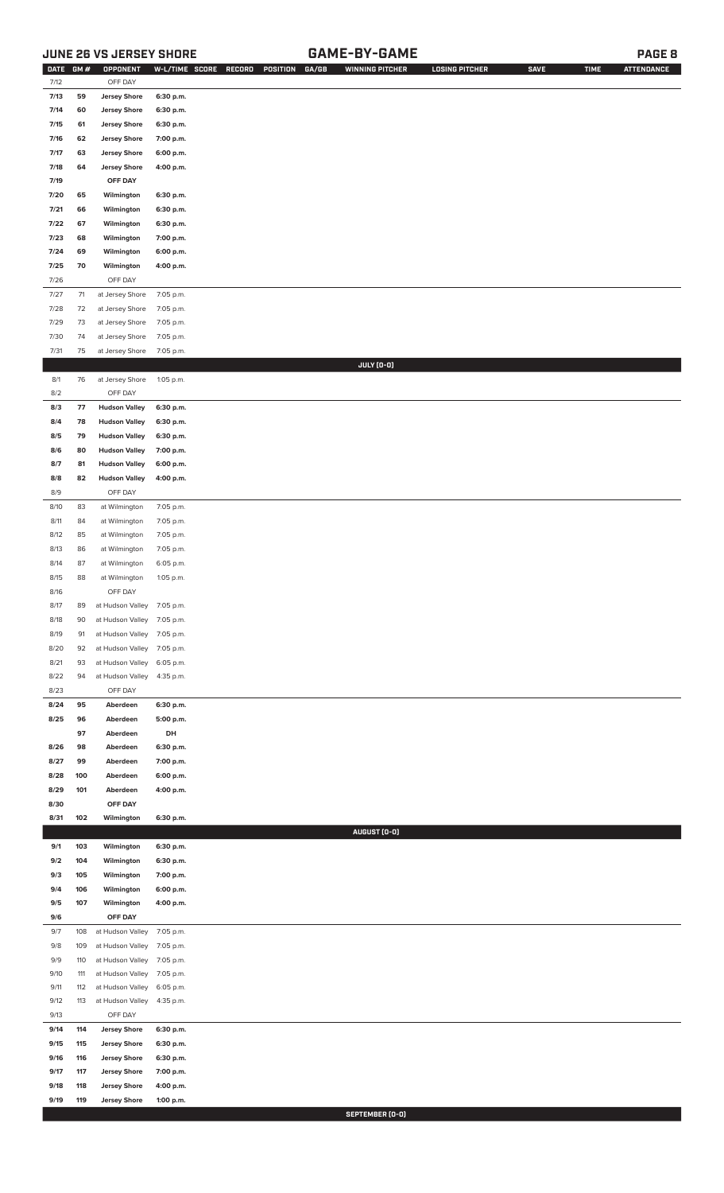## GAME-BY-GAME

| DATE | GM # | OPPONENT | W-L/TIME | SCORE | RECORD | POSITION | GA/GB | WINNING PITCHER | LOSING PITCHER | SAVE | TIME | ATTENDANCE |
|---|---|---|---|---|---|---|---|---|---|---|---|---|
| 7/12 | | OFF DAY | | | | | | | | | | |
| 7/13 | 59 | Jersey Shore | 6:30 p.m. | | | | | | | | | |
| 7/14 | 60 | Jersey Shore | 6:30 p.m. | | | | | | | | | |
| 7/15 | 61 | Jersey Shore | 6:30 p.m. | | | | | | | | | |
| 7/16 | 62 | Jersey Shore | 7:00 p.m. | | | | | | | | | |
| 7/17 | 63 | Jersey Shore | 6:00 p.m. | | | | | | | | | |
| 7/18 | 64 | Jersey Shore | 4:00 p.m. | | | | | | | | | |
| 7/19 | | OFF DAY | | | | | | | | | | |
| 7/20 | 65 | Wilmington | 6:30 p.m. | | | | | | | | | |
| 7/21 | 66 | Wilmington | 6:30 p.m. | | | | | | | | | |
| 7/22 | 67 | Wilmington | 6:30 p.m. | | | | | | | | | |
| 7/23 | 68 | Wilmington | 7:00 p.m. | | | | | | | | | |
| 7/24 | 69 | Wilmington | 6:00 p.m. | | | | | | | | | |
| 7/25 | 70 | Wilmington | 4:00 p.m. | | | | | | | | | |
| 7/26 | | OFF DAY | | | | | | | | | | |
| 7/27 | 71 | at Jersey Shore | 7:05 p.m. | | | | | | | | | |
| 7/28 | 72 | at Jersey Shore | 7:05 p.m. | | | | | | | | | |
| 7/29 | 73 | at Jersey Shore | 7:05 p.m. | | | | | | | | | |
| 7/30 | 74 | at Jersey Shore | 7:05 p.m. | | | | | | | | | |
| 7/31 | 75 | at Jersey Shore | 7:05 p.m. | | | | | | | | | |
| | | | | | | | | **JULY (0-0)** | | | | |
| 8/1 | 76 | at Jersey Shore | 1:05 p.m. | | | | | | | | | |
| 8/2 | | OFF DAY | | | | | | | | | | |
| 8/3 | 77 | Hudson Valley | 6:30 p.m. | | | | | | | | | |
| 8/4 | 78 | Hudson Valley | 6:30 p.m. | | | | | | | | | |
| 8/5 | 79 | Hudson Valley | 6:30 p.m. | | | | | | | | | |
| 8/6 | 80 | Hudson Valley | 7:00 p.m. | | | | | | | | | |
| 8/7 | 81 | Hudson Valley | 6:00 p.m. | | | | | | | | | |
| 8/8 | 82 | Hudson Valley | 4:00 p.m. | | | | | | | | | |
| 8/9 | | OFF DAY | | | | | | | | | | |
| 8/10 | 83 | at Wilmington | 7:05 p.m. | | | | | | | | | |
| 8/11 | 84 | at Wilmington | 7:05 p.m. | | | | | | | | | |
| 8/12 | 85 | at Wilmington | 7:05 p.m. | | | | | | | | | |
| 8/13 | 86 | at Wilmington | 7:05 p.m. | | | | | | | | | |
| 8/14 | 87 | at Wilmington | 6:05 p.m. | | | | | | | | | |
| 8/15 | 88 | at Wilmington | 1:05 p.m. | | | | | | | | | |
| 8/16 | | OFF DAY | | | | | | | | | | |
| 8/17 | 89 | at Hudson Valley | 7:05 p.m. | | | | | | | | | |
| 8/18 | 90 | at Hudson Valley | 7:05 p.m. | | | | | | | | | |
| 8/19 | 91 | at Hudson Valley | 7:05 p.m. | | | | | | | | | |
| 8/20 | 92 | at Hudson Valley | 7:05 p.m. | | | | | | | | | |
| 8/21 | 93 | at Hudson Valley | 6:05 p.m. | | | | | | | | | |
| 8/22 | 94 | at Hudson Valley | 4:35 p.m. | | | | | | | | | |
| 8/23 | | OFF DAY | | | | | | | | | | |
| 8/24 | 95 | Aberdeen | 6:30 p.m. | | | | | | | | | |
| 8/25 | 96 | Aberdeen | 5:00 p.m. | | | | | | | | | |
| | 97 | Aberdeen | DH | | | | | | | | | |
| 8/26 | 98 | Aberdeen | 6:30 p.m. | | | | | | | | | |
| 8/27 | 99 | Aberdeen | 7:00 p.m. | | | | | | | | | |
| 8/28 | 100 | Aberdeen | 6:00 p.m. | | | | | | | | | |
| 8/29 | 101 | Aberdeen | 4:00 p.m. | | | | | | | | | |
| 8/30 | | OFF DAY | | | | | | | | | | |
| 8/31 | 102 | Wilmington | 6:30 p.m. | | | | | | | | | |
| | | | | | | | | **AUGUST (0-0)** | | | | |
| 9/1 | 103 | Wilmington | 6:30 p.m. | | | | | | | | | |
| 9/2 | 104 | Wilmington | 6:30 p.m. | | | | | | | | | |
| 9/3 | 105 | Wilmington | 7:00 p.m. | | | | | | | | | |
| 9/4 | 106 | Wilmington | 6:00 p.m. | | | | | | | | | |
| 9/5 | 107 | Wilmington | 4:00 p.m. | | | | | | | | | |
| 9/6 | | OFF DAY | | | | | | | | | | |
| 9/7 | 108 | at Hudson Valley | 7:05 p.m. | | | | | | | | | |
| 9/8 | 109 | at Hudson Valley | 7:05 p.m. | | | | | | | | | |
| 9/9 | 110 | at Hudson Valley | 7:05 p.m. | | | | | | | | | |
| 9/10 | 111 | at Hudson Valley | 7:05 p.m. | | | | | | | | | |
| 9/11 | 112 | at Hudson Valley | 6:05 p.m. | | | | | | | | | |
| 9/12 | 113 | at Hudson Valley | 4:35 p.m. | | | | | | | | | |
| 9/13 | | OFF DAY | | | | | | | | | | |
| 9/14 | 114 | Jersey Shore | 6:30 p.m. | | | | | | | | | |
| 9/15 | 115 | Jersey Shore | 6:30 p.m. | | | | | | | | | |
| 9/16 | 116 | Jersey Shore | 6:30 p.m. | | | | | | | | | |
| 9/17 | 117 | Jersey Shore | 7:00 p.m. | | | | | | | | | |
| 9/18 | 118 | Jersey Shore | 4:00 p.m. | | | | | | | | | |
| 9/19 | 119 | Jersey Shore | 1:00 p.m. | | | | | | | | | |
| | | | | | | | | **SEPTEMBER (0-0)** | | | | |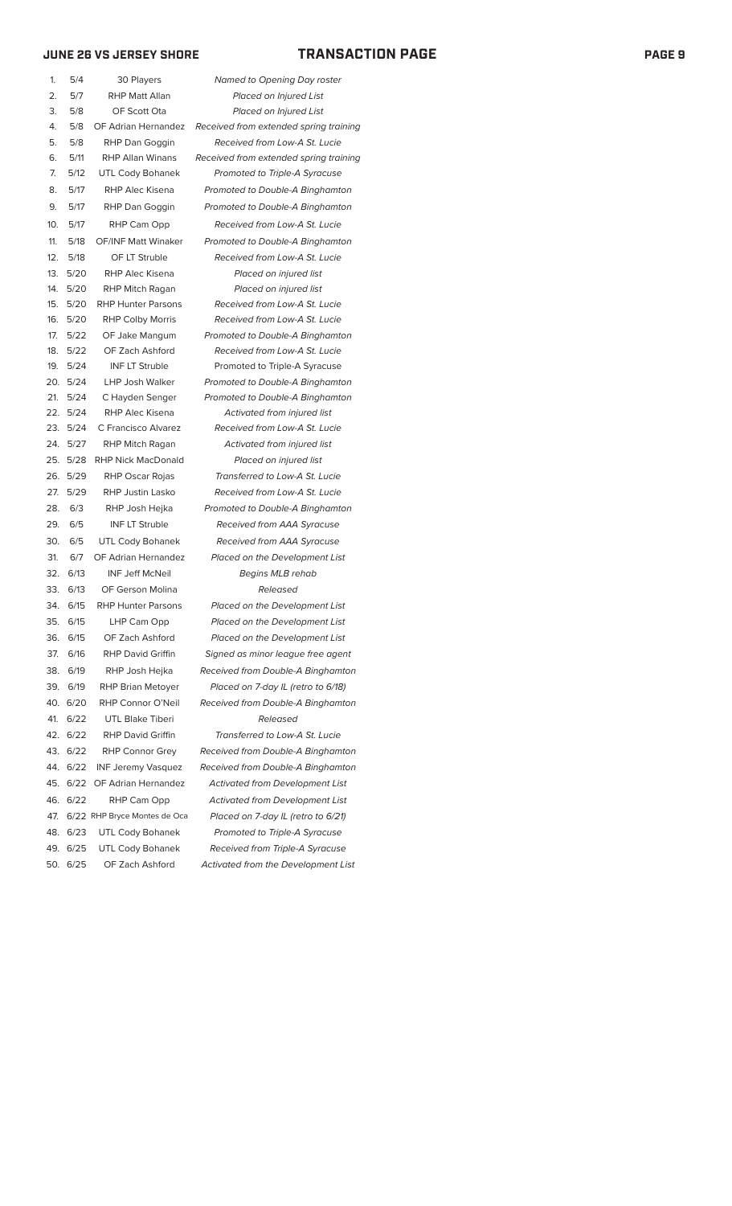## TRANSACTION PAGE

| | | | |
|---|---|---|---|
| 1. | 5/4 | 30 Players | *Named to Opening Day roster* |
| 2. | 5/7 | RHP Matt Allan | *Placed on Injured List* |
| 3. | 5/8 | OF Scott Ota | *Placed on Injured List* |
| 4. | 5/8 | OF Adrian Hernandez | *Received from extended spring training* |
| 5. | 5/8 | RHP Dan Goggin | *Received from Low-A St. Lucie* |
| 6. | 5/11 | RHP Allan Winans | *Received from extended spring training* |
| 7. | 5/12 | UTL Cody Bohanek | *Promoted to Triple-A Syracuse* |
| 8. | 5/17 | RHP Alec Kisena | *Promoted to Double-A Binghamton* |
| 9. | 5/17 | RHP Dan Goggin | *Promoted to Double-A Binghamton* |
| 10. | 5/17 | RHP Cam Opp | *Received from Low-A St. Lucie* |
| 11. | 5/18 | OF/INF Matt Winaker | *Promoted to Double-A Binghamton* |
| 12. | 5/18 | OF LT Struble | *Received from Low-A St. Lucie* |
| 13. | 5/20 | RHP Alec Kisena | *Placed on injured list* |
| 14. | 5/20 | RHP Mitch Ragan | *Placed on injured list* |
| 15. | 5/20 | RHP Hunter Parsons | *Received from Low-A St. Lucie* |
| 16. | 5/20 | RHP Colby Morris | *Received from Low-A St. Lucie* |
| 17. | 5/22 | OF Jake Mangum | *Promoted to Double-A Binghamton* |
| 18. | 5/22 | OF Zach Ashford | *Received from Low-A St. Lucie* |
| 19. | 5/24 | INF LT Struble | Promoted to Triple-A Syracuse |
| 20. | 5/24 | LHP Josh Walker | *Promoted to Double-A Binghamton* |
| 21. | 5/24 | C Hayden Senger | *Promoted to Double-A Binghamton* |
| 22. | 5/24 | RHP Alec Kisena | *Activated from injured list* |
| 23. | 5/24 | C Francisco Alvarez | *Received from Low-A St. Lucie* |
| 24. | 5/27 | RHP Mitch Ragan | *Activated from injured list* |
| 25. | 5/28 | RHP Nick MacDonald | *Placed on injured list* |
| 26. | 5/29 | RHP Oscar Rojas | *Transferred to Low-A St. Lucie* |
| 27. | 5/29 | RHP Justin Lasko | *Received from Low-A St. Lucie* |
| 28. | 6/3 | RHP Josh Hejka | *Promoted to Double-A Binghamton* |
| 29. | 6/5 | INF LT Struble | *Received from AAA Syracuse* |
| 30. | 6/5 | UTL Cody Bohanek | *Received from AAA Syracuse* |
| 31. | 6/7 | OF Adrian Hernandez | *Placed on the Development List* |
| 32. | 6/13 | INF Jeff McNeil | *Begins MLB rehab* |
| 33. | 6/13 | OF Gerson Molina | *Released* |
| 34. | 6/15 | RHP Hunter Parsons | *Placed on the Development List* |
| 35. | 6/15 | LHP Cam Opp | *Placed on the Development List* |
| 36. | 6/15 | OF Zach Ashford | *Placed on the Development List* |
| 37. | 6/16 | RHP David Griffin | *Signed as minor league free agent* |
| 38. | 6/19 | RHP Josh Hejka | *Received from Double-A Binghamton* |
| 39. | 6/19 | RHP Brian Metoyer | *Placed on 7-day IL (retro to 6/18)* |
| 40. | 6/20 | RHP Connor O'Neil | *Received from Double-A Binghamton* |
| 41. | 6/22 | UTL Blake Tiberi | *Released* |
| 42. | 6/22 | RHP David Griffin | *Transferred to Low-A St. Lucie* |
| 43. | 6/22 | RHP Connor Grey | *Received from Double-A Binghamton* |
| 44. | 6/22 | INF Jeremy Vasquez | *Received from Double-A Binghamton* |
| 45. | 6/22 | OF Adrian Hernandez | *Activated from Development List* |
| 46. | 6/22 | RHP Cam Opp | *Activated from Development List* |
| 47. | 6/22 | RHP Bryce Montes de Oca | *Placed on 7-day IL (retro to 6/21)* |
| 48. | 6/23 | UTL Cody Bohanek | *Promoted to Triple-A Syracuse* |
| 49. | 6/25 | UTL Cody Bohanek | *Received from Triple-A Syracuse* |
| 50. | 6/25 | OF Zach Ashford | *Activated from the Development List* |